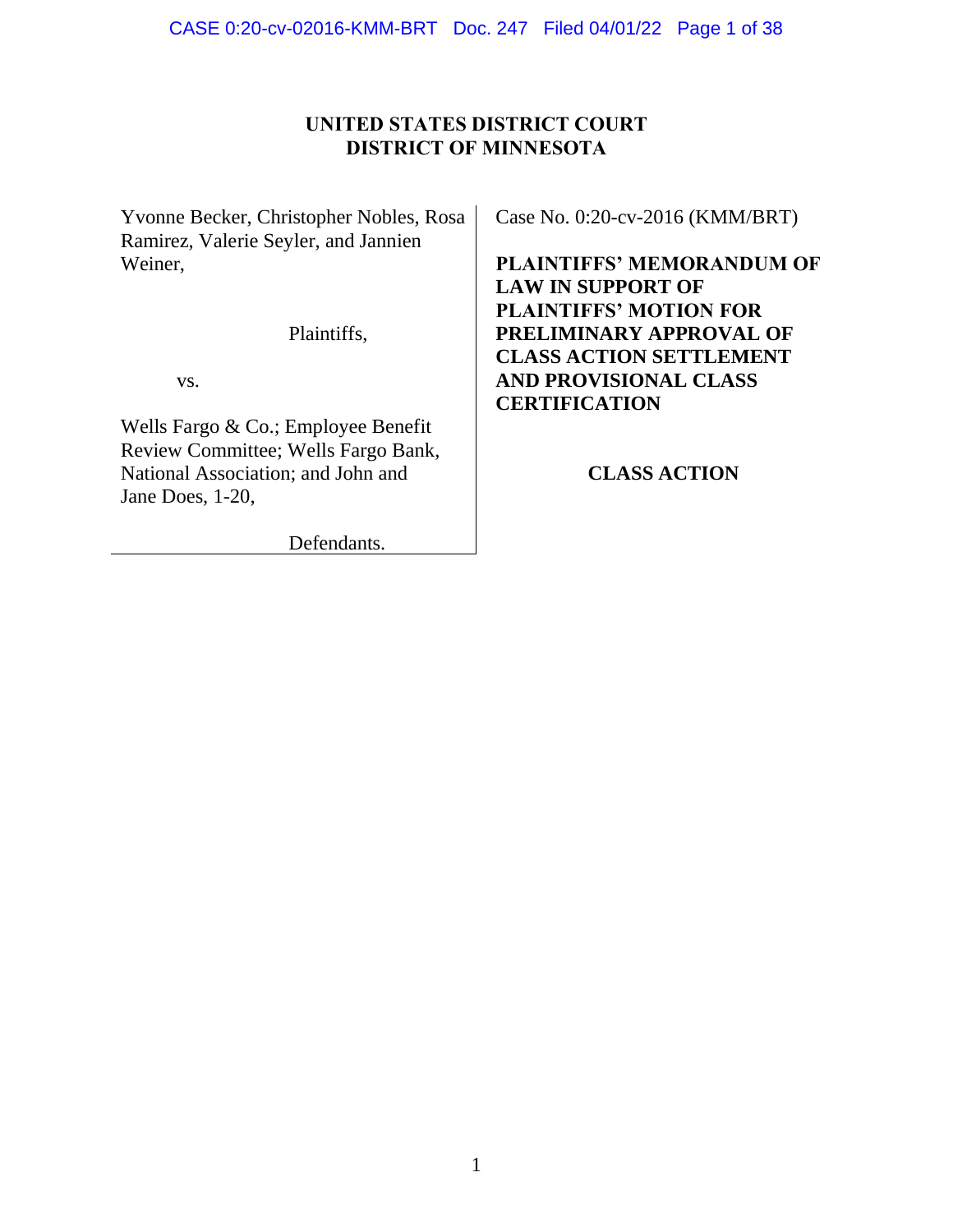**UNITED STATES DISTRICT COURT**
**DISTRICT OF MINNESOTA**

Yvonne Becker, Christopher Nobles, Rosa Ramirez, Valerie Seyler, and Jannien Weiner,

Plaintiffs,

vs.

Wells Fargo & Co.; Employee Benefit Review Committee; Wells Fargo Bank, National Association; and John and Jane Does, 1-20,

Defendants.

Case No. 0:20-cv-2016 (KMM/BRT)

**PLAINTIFFS' MEMORANDUM OF LAW IN SUPPORT OF PLAINTIFFS' MOTION FOR PRELIMINARY APPROVAL OF CLASS ACTION SETTLEMENT AND PROVISIONAL CLASS CERTIFICATION**

**CLASS ACTION**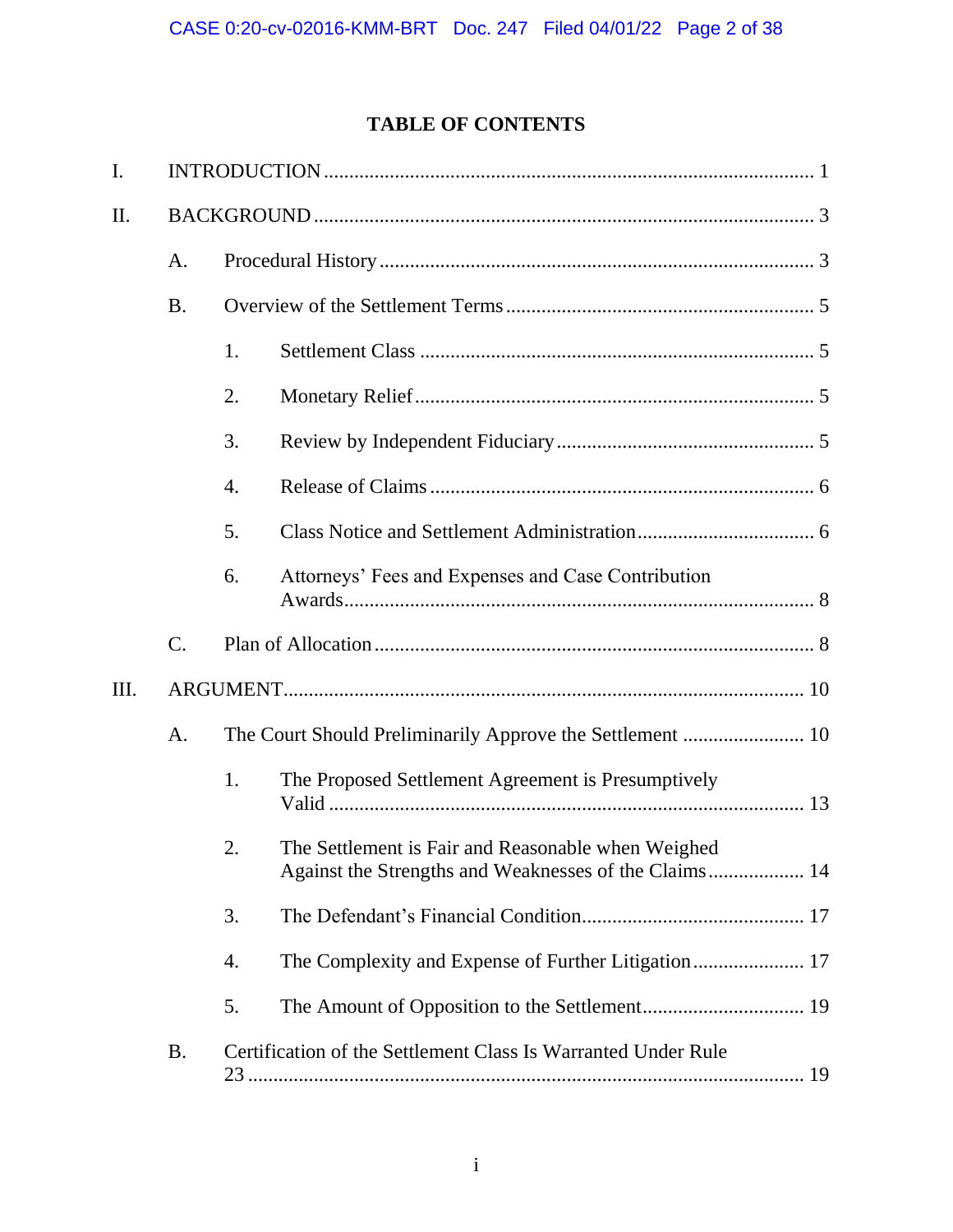# TABLE OF CONTENTS

I. INTRODUCTION ........................................................................................ 1

II. BACKGROUND ........................................................................................ 3

- A. Procedural History ........................................................................ 3
- B. Overview of the Settlement Terms ........................................................ 5
  1. Settlement Class ........................................................................ 5
  2. Monetary Relief ........................................................................ 5
  3. Review by Independent Fiduciary ...................................................... 5
  4. Release of Claims ...................................................................... 6
  5. Class Notice and Settlement Administration ............................................ 6
  6. Attorneys' Fees and Expenses and Case Contribution Awards ............................. 8
- C. Plan of Allocation ........................................................................ 8

III. ARGUMENT ........................................................................................ 10

- A. The Court Should Preliminarily Approve the Settlement ..................................... 10
  1. The Proposed Settlement Agreement is Presumptively Valid ............................... 13
  2. The Settlement is Fair and Reasonable when Weighed Against the Strengths and Weaknesses of the Claims ................... 14
  3. The Defendant's Financial Condition .................................................... 17
  4. The Complexity and Expense of Further Litigation ....................................... 17
  5. The Amount of Opposition to the Settlement ............................................. 19
- B. Certification of the Settlement Class Is Warranted Under Rule 23 .......................... 19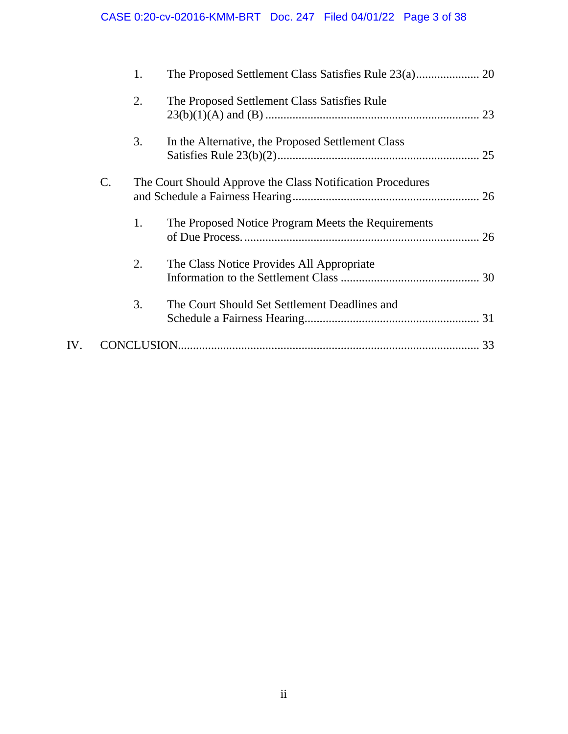1. The Proposed Settlement Class Satisfies Rule 23(a) ..................... 20

2. The Proposed Settlement Class Satisfies Rule 23(b)(1)(A) and (B) ...................................................................... 23

3. In the Alternative, the Proposed Settlement Class Satisfies Rule 23(b)(2) .................................................................. 25

C. The Court Should Approve the Class Notification Procedures and Schedule a Fairness Hearing ............................................................. 26

1. The Proposed Notice Program Meets the Requirements of Due Process. ............................................................................ 26

2. The Class Notice Provides All Appropriate Information to the Settlement Class .............................................. 30

3. The Court Should Set Settlement Deadlines and Schedule a Fairness Hearing......................................................... 31

IV. CONCLUSION................................................................................................. 33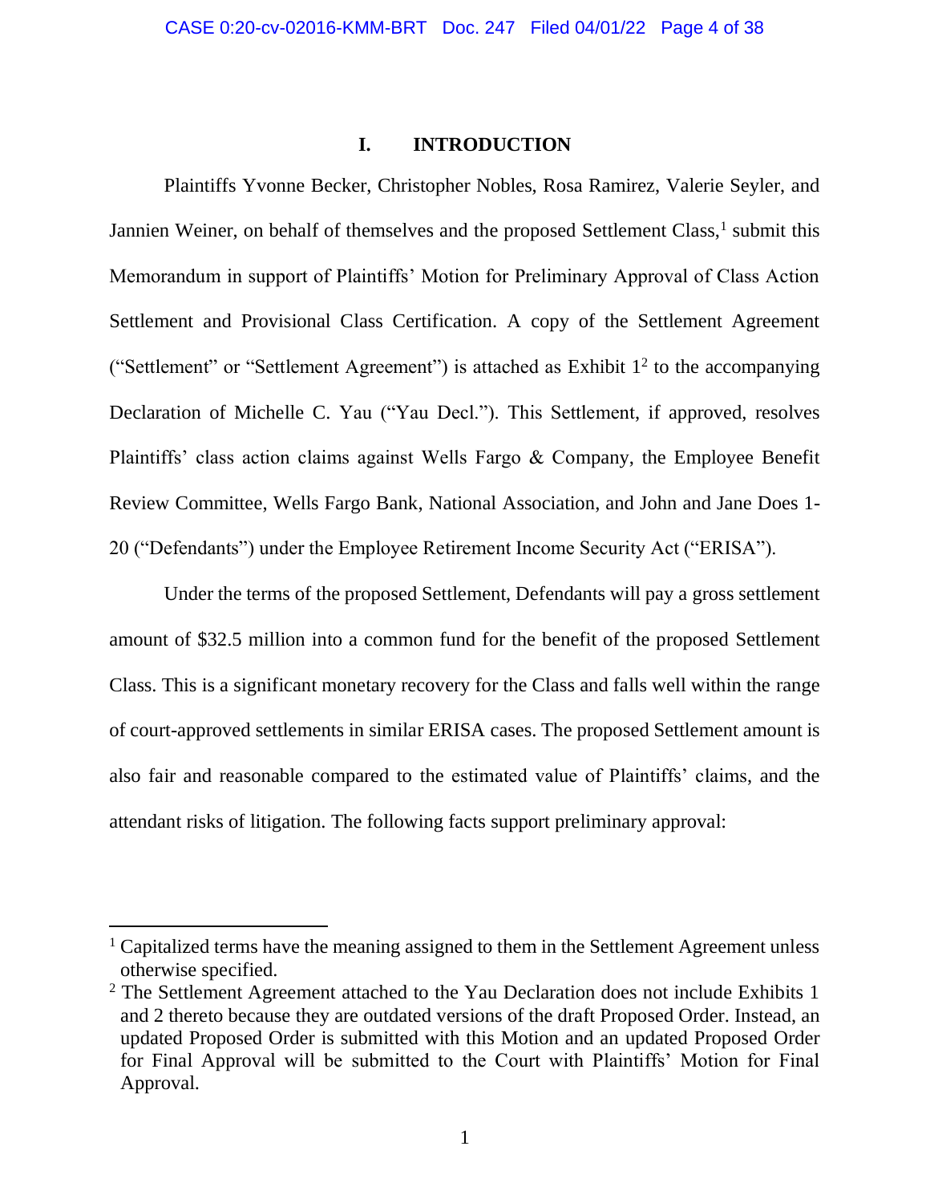# I. INTRODUCTION

Plaintiffs Yvonne Becker, Christopher Nobles, Rosa Ramirez, Valerie Seyler, and Jannien Weiner, on behalf of themselves and the proposed Settlement Class,[1] submit this Memorandum in support of Plaintiffs' Motion for Preliminary Approval of Class Action Settlement and Provisional Class Certification. A copy of the Settlement Agreement ("Settlement" or "Settlement Agreement") is attached as Exhibit 1[2] to the accompanying Declaration of Michelle C. Yau ("Yau Decl."). This Settlement, if approved, resolves Plaintiffs' class action claims against Wells Fargo & Company, the Employee Benefit Review Committee, Wells Fargo Bank, National Association, and John and Jane Does 1-20 ("Defendants") under the Employee Retirement Income Security Act ("ERISA").

Under the terms of the proposed Settlement, Defendants will pay a gross settlement amount of $32.5 million into a common fund for the benefit of the proposed Settlement Class. This is a significant monetary recovery for the Class and falls well within the range of court-approved settlements in similar ERISA cases. The proposed Settlement amount is also fair and reasonable compared to the estimated value of Plaintiffs' claims, and the attendant risks of litigation. The following facts support preliminary approval:

---

[1] Capitalized terms have the meaning assigned to them in the Settlement Agreement unless otherwise specified.

[2] The Settlement Agreement attached to the Yau Declaration does not include Exhibits 1 and 2 thereto because they are outdated versions of the draft Proposed Order. Instead, an updated Proposed Order is submitted with this Motion and an updated Proposed Order for Final Approval will be submitted to the Court with Plaintiffs' Motion for Final Approval.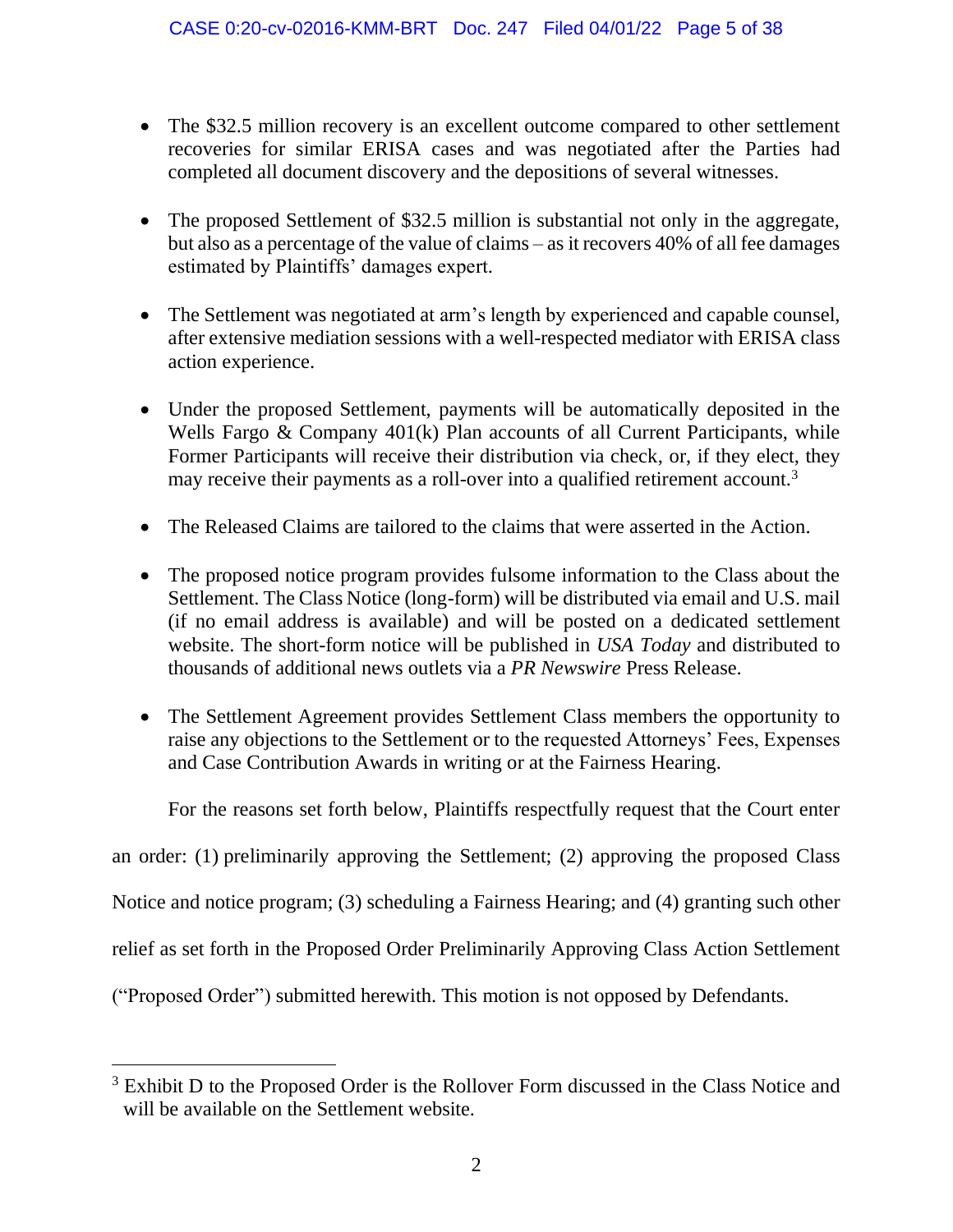- The $32.5 million recovery is an excellent outcome compared to other settlement recoveries for similar ERISA cases and was negotiated after the Parties had completed all document discovery and the depositions of several witnesses.

- The proposed Settlement of $32.5 million is substantial not only in the aggregate, but also as a percentage of the value of claims – as it recovers 40% of all fee damages estimated by Plaintiffs' damages expert.

- The Settlement was negotiated at arm's length by experienced and capable counsel, after extensive mediation sessions with a well-respected mediator with ERISA class action experience.

- Under the proposed Settlement, payments will be automatically deposited in the Wells Fargo & Company 401(k) Plan accounts of all Current Participants, while Former Participants will receive their distribution via check, or, if they elect, they may receive their payments as a roll-over into a qualified retirement account.[3]

- The Released Claims are tailored to the claims that were asserted in the Action.

- The proposed notice program provides fulsome information to the Class about the Settlement. The Class Notice (long-form) will be distributed via email and U.S. mail (if no email address is available) and will be posted on a dedicated settlement website. The short-form notice will be published in *USA Today* and distributed to thousands of additional news outlets via a *PR Newswire* Press Release.

- The Settlement Agreement provides Settlement Class members the opportunity to raise any objections to the Settlement or to the requested Attorneys' Fees, Expenses and Case Contribution Awards in writing or at the Fairness Hearing.

For the reasons set forth below, Plaintiffs respectfully request that the Court enter an order: (1) preliminarily approving the Settlement; (2) approving the proposed Class Notice and notice program; (3) scheduling a Fairness Hearing; and (4) granting such other relief as set forth in the Proposed Order Preliminarily Approving Class Action Settlement ("Proposed Order") submitted herewith. This motion is not opposed by Defendants.

[3] Exhibit D to the Proposed Order is the Rollover Form discussed in the Class Notice and will be available on the Settlement website.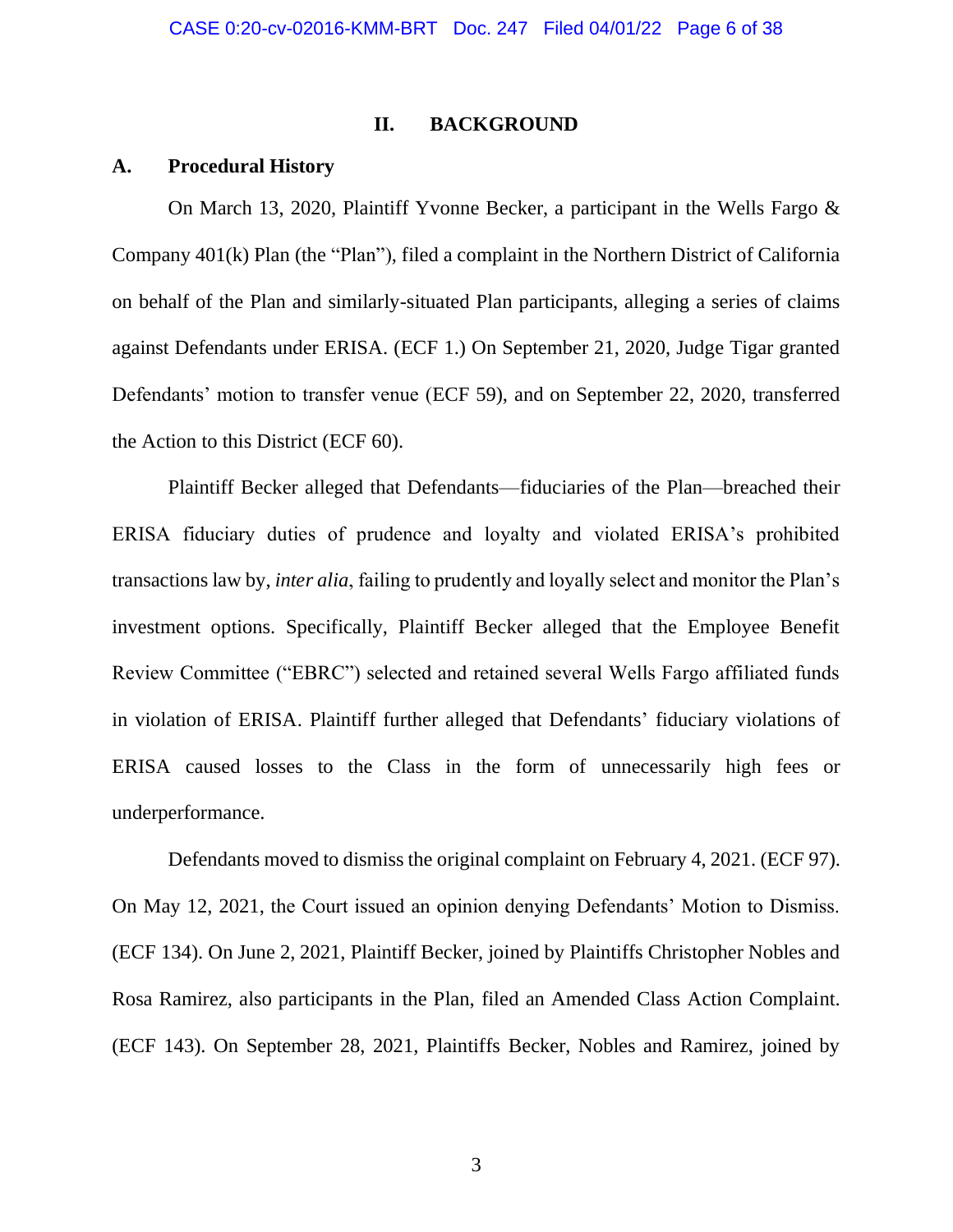## II. BACKGROUND

### A. Procedural History

On March 13, 2020, Plaintiff Yvonne Becker, a participant in the Wells Fargo & Company 401(k) Plan (the "Plan"), filed a complaint in the Northern District of California on behalf of the Plan and similarly-situated Plan participants, alleging a series of claims against Defendants under ERISA. (ECF 1.) On September 21, 2020, Judge Tigar granted Defendants' motion to transfer venue (ECF 59), and on September 22, 2020, transferred the Action to this District (ECF 60).

Plaintiff Becker alleged that Defendants—fiduciaries of the Plan—breached their ERISA fiduciary duties of prudence and loyalty and violated ERISA's prohibited transactions law by, *inter alia*, failing to prudently and loyally select and monitor the Plan's investment options. Specifically, Plaintiff Becker alleged that the Employee Benefit Review Committee ("EBRC") selected and retained several Wells Fargo affiliated funds in violation of ERISA. Plaintiff further alleged that Defendants' fiduciary violations of ERISA caused losses to the Class in the form of unnecessarily high fees or underperformance.

Defendants moved to dismiss the original complaint on February 4, 2021. (ECF 97). On May 12, 2021, the Court issued an opinion denying Defendants' Motion to Dismiss. (ECF 134). On June 2, 2021, Plaintiff Becker, joined by Plaintiffs Christopher Nobles and Rosa Ramirez, also participants in the Plan, filed an Amended Class Action Complaint. (ECF 143). On September 28, 2021, Plaintiffs Becker, Nobles and Ramirez, joined by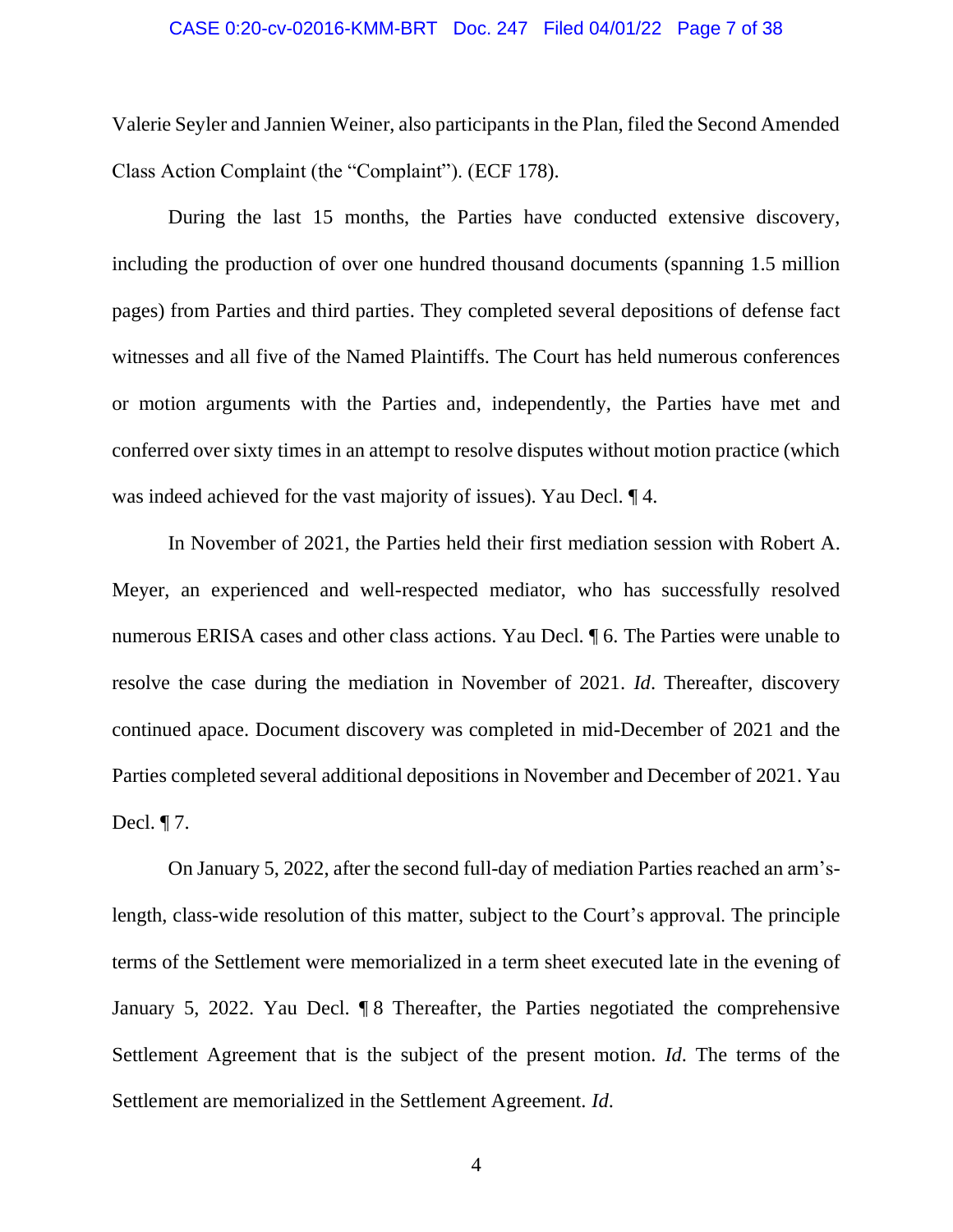Valerie Seyler and Jannien Weiner, also participants in the Plan, filed the Second Amended Class Action Complaint (the "Complaint"). (ECF 178).

During the last 15 months, the Parties have conducted extensive discovery, including the production of over one hundred thousand documents (spanning 1.5 million pages) from Parties and third parties. They completed several depositions of defense fact witnesses and all five of the Named Plaintiffs. The Court has held numerous conferences or motion arguments with the Parties and, independently, the Parties have met and conferred over sixty times in an attempt to resolve disputes without motion practice (which was indeed achieved for the vast majority of issues). Yau Decl. ¶ 4.

In November of 2021, the Parties held their first mediation session with Robert A. Meyer, an experienced and well-respected mediator, who has successfully resolved numerous ERISA cases and other class actions. Yau Decl. ¶ 6. The Parties were unable to resolve the case during the mediation in November of 2021. *Id*. Thereafter, discovery continued apace. Document discovery was completed in mid-December of 2021 and the Parties completed several additional depositions in November and December of 2021. Yau Decl. ¶ 7.

On January 5, 2022, after the second full-day of mediation Parties reached an arm's-length, class-wide resolution of this matter, subject to the Court's approval. The principle terms of the Settlement were memorialized in a term sheet executed late in the evening of January 5, 2022. Yau Decl. ¶ 8 Thereafter, the Parties negotiated the comprehensive Settlement Agreement that is the subject of the present motion. *Id*. The terms of the Settlement are memorialized in the Settlement Agreement. *Id*.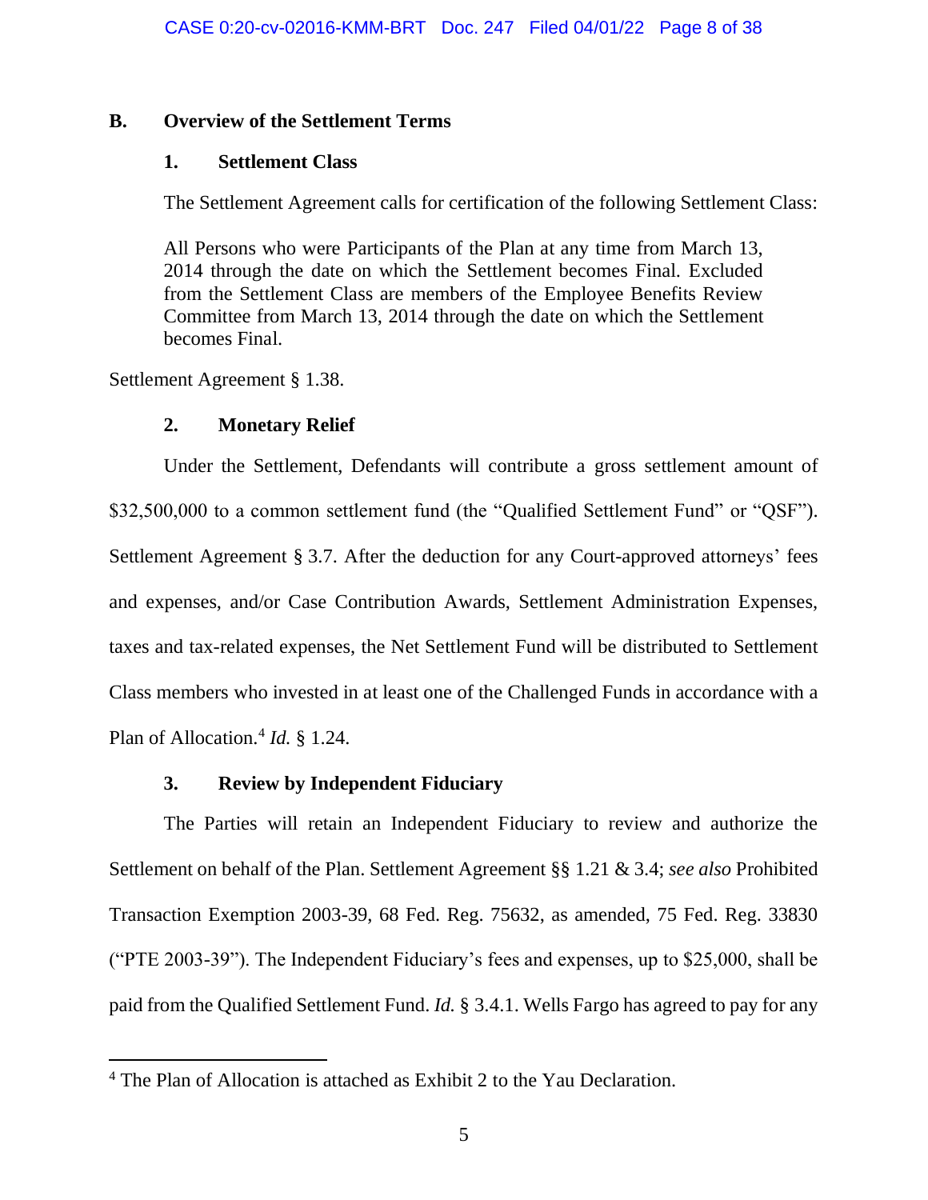### B. Overview of the Settlement Terms

#### 1. Settlement Class

The Settlement Agreement calls for certification of the following Settlement Class:

> All Persons who were Participants of the Plan at any time from March 13, 2014 through the date on which the Settlement becomes Final. Excluded from the Settlement Class are members of the Employee Benefits Review Committee from March 13, 2014 through the date on which the Settlement becomes Final.

Settlement Agreement § 1.38.

#### 2. Monetary Relief

Under the Settlement, Defendants will contribute a gross settlement amount of $32,500,000 to a common settlement fund (the "Qualified Settlement Fund" or "QSF"). Settlement Agreement § 3.7. After the deduction for any Court-approved attorneys' fees and expenses, and/or Case Contribution Awards, Settlement Administration Expenses, taxes and tax-related expenses, the Net Settlement Fund will be distributed to Settlement Class members who invested in at least one of the Challenged Funds in accordance with a Plan of Allocation.[4] *Id.* § 1.24.

#### 3. Review by Independent Fiduciary

The Parties will retain an Independent Fiduciary to review and authorize the Settlement on behalf of the Plan. Settlement Agreement §§ 1.21 & 3.4; *see also* Prohibited Transaction Exemption 2003-39, 68 Fed. Reg. 75632, as amended, 75 Fed. Reg. 33830 ("PTE 2003-39"). The Independent Fiduciary's fees and expenses, up to $25,000, shall be paid from the Qualified Settlement Fund. *Id.* § 3.4.1. Wells Fargo has agreed to pay for any

---

[4] The Plan of Allocation is attached as Exhibit 2 to the Yau Declaration.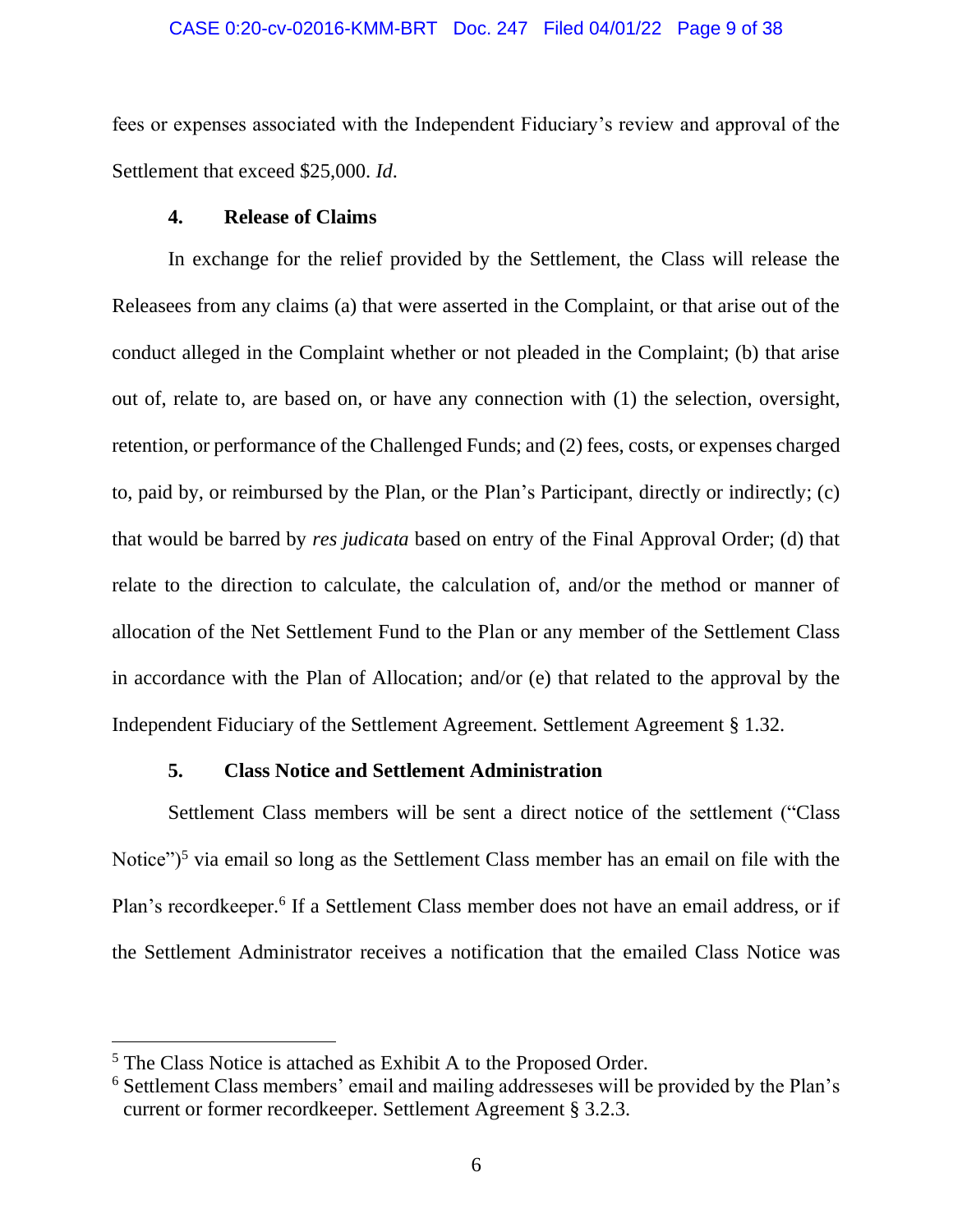fees or expenses associated with the Independent Fiduciary's review and approval of the Settlement that exceed $25,000. *Id*.

#### 4. Release of Claims

In exchange for the relief provided by the Settlement, the Class will release the Releasees from any claims (a) that were asserted in the Complaint, or that arise out of the conduct alleged in the Complaint whether or not pleaded in the Complaint; (b) that arise out of, relate to, are based on, or have any connection with (1) the selection, oversight, retention, or performance of the Challenged Funds; and (2) fees, costs, or expenses charged to, paid by, or reimbursed by the Plan, or the Plan's Participant, directly or indirectly; (c) that would be barred by *res judicata* based on entry of the Final Approval Order; (d) that relate to the direction to calculate, the calculation of, and/or the method or manner of allocation of the Net Settlement Fund to the Plan or any member of the Settlement Class in accordance with the Plan of Allocation; and/or (e) that related to the approval by the Independent Fiduciary of the Settlement Agreement. Settlement Agreement § 1.32.

#### 5. Class Notice and Settlement Administration

Settlement Class members will be sent a direct notice of the settlement ("Class Notice")[5] via email so long as the Settlement Class member has an email on file with the Plan's recordkeeper.[6] If a Settlement Class member does not have an email address, or if the Settlement Administrator receives a notification that the emailed Class Notice was

---

[5] The Class Notice is attached as Exhibit A to the Proposed Order.

[6] Settlement Class members' email and mailing addresseses will be provided by the Plan's current or former recordkeeper. Settlement Agreement § 3.2.3.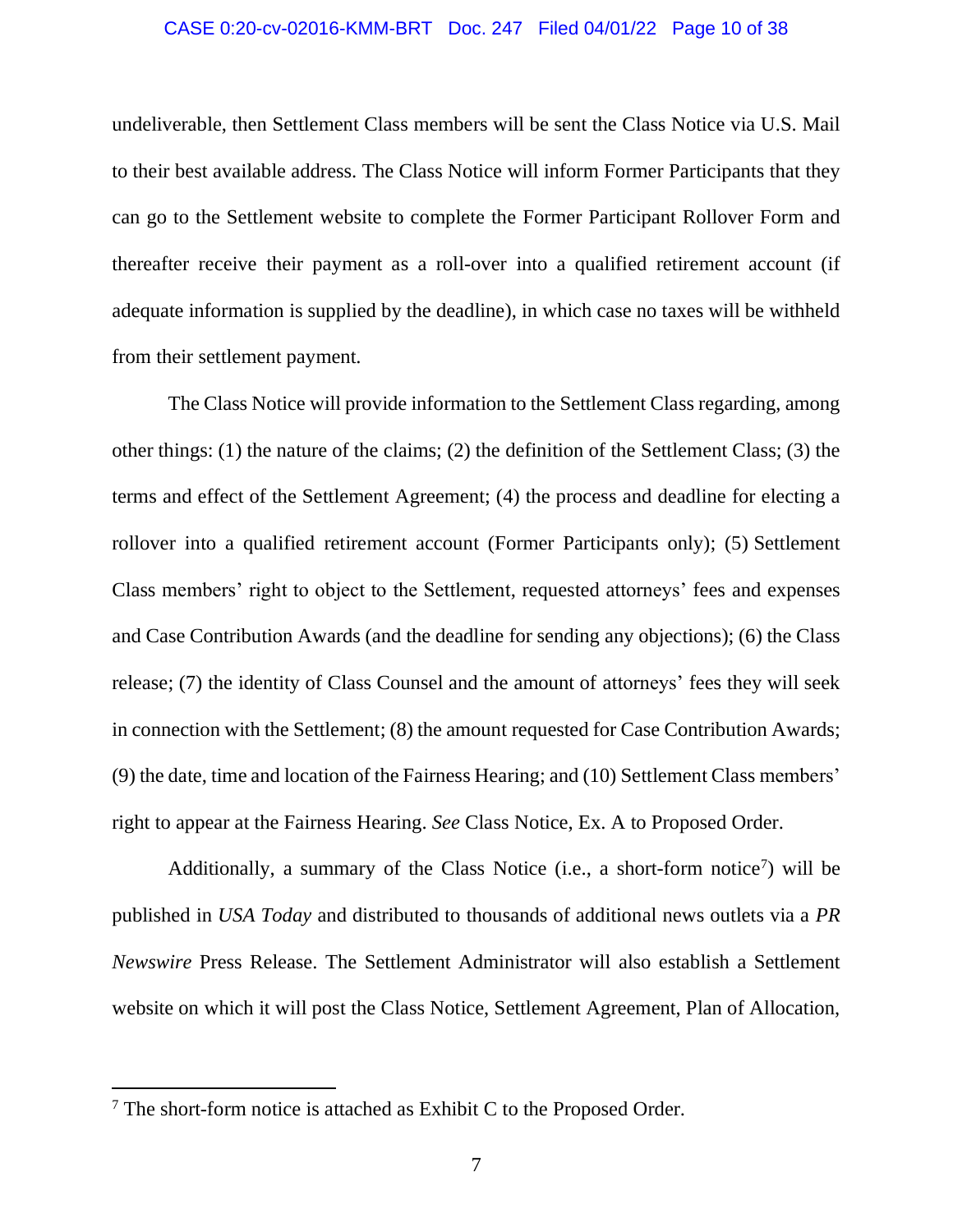undeliverable, then Settlement Class members will be sent the Class Notice via U.S. Mail to their best available address. The Class Notice will inform Former Participants that they can go to the Settlement website to complete the Former Participant Rollover Form and thereafter receive their payment as a roll-over into a qualified retirement account (if adequate information is supplied by the deadline), in which case no taxes will be withheld from their settlement payment.

The Class Notice will provide information to the Settlement Class regarding, among other things: (1) the nature of the claims; (2) the definition of the Settlement Class; (3) the terms and effect of the Settlement Agreement; (4) the process and deadline for electing a rollover into a qualified retirement account (Former Participants only); (5) Settlement Class members' right to object to the Settlement, requested attorneys' fees and expenses and Case Contribution Awards (and the deadline for sending any objections); (6) the Class release; (7) the identity of Class Counsel and the amount of attorneys' fees they will seek in connection with the Settlement; (8) the amount requested for Case Contribution Awards; (9) the date, time and location of the Fairness Hearing; and (10) Settlement Class members' right to appear at the Fairness Hearing. *See* Class Notice, Ex. A to Proposed Order.

Additionally, a summary of the Class Notice (i.e., a short-form notice[7]) will be published in *USA Today* and distributed to thousands of additional news outlets via a *PR Newswire* Press Release. The Settlement Administrator will also establish a Settlement website on which it will post the Class Notice, Settlement Agreement, Plan of Allocation,

[7] The short-form notice is attached as Exhibit C to the Proposed Order.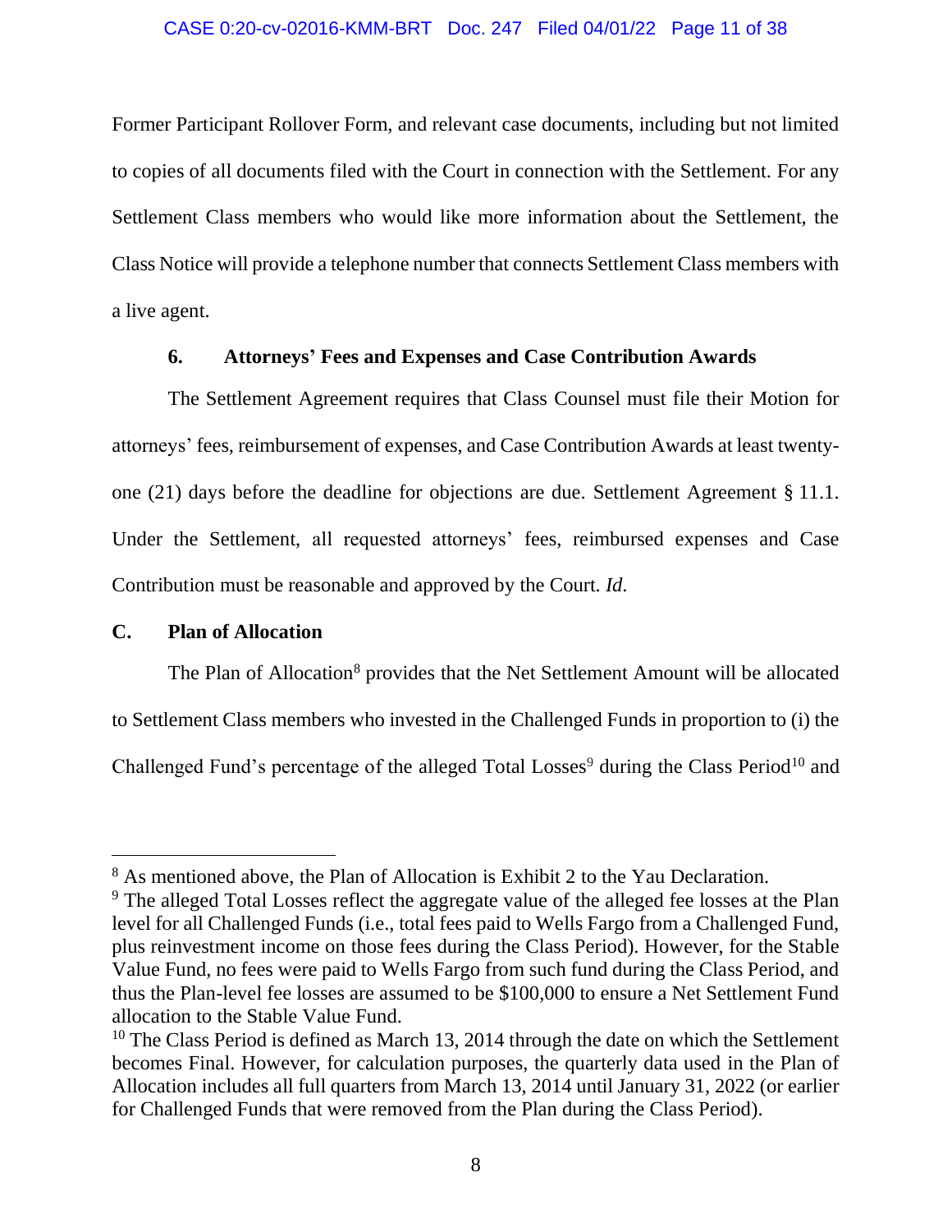Former Participant Rollover Form, and relevant case documents, including but not limited to copies of all documents filed with the Court in connection with the Settlement. For any Settlement Class members who would like more information about the Settlement, the Class Notice will provide a telephone number that connects Settlement Class members with a live agent.

### 6. Attorneys' Fees and Expenses and Case Contribution Awards

The Settlement Agreement requires that Class Counsel must file their Motion for attorneys' fees, reimbursement of expenses, and Case Contribution Awards at least twenty-one (21) days before the deadline for objections are due. Settlement Agreement § 11.1. Under the Settlement, all requested attorneys' fees, reimbursed expenses and Case Contribution must be reasonable and approved by the Court. *Id*.

## C. Plan of Allocation

The Plan of Allocation[8] provides that the Net Settlement Amount will be allocated to Settlement Class members who invested in the Challenged Funds in proportion to (i) the Challenged Fund's percentage of the alleged Total Losses[9] during the Class Period[10] and

---

[8] As mentioned above, the Plan of Allocation is Exhibit 2 to the Yau Declaration.

[9] The alleged Total Losses reflect the aggregate value of the alleged fee losses at the Plan level for all Challenged Funds (i.e., total fees paid to Wells Fargo from a Challenged Fund, plus reinvestment income on those fees during the Class Period). However, for the Stable Value Fund, no fees were paid to Wells Fargo from such fund during the Class Period, and thus the Plan-level fee losses are assumed to be $100,000 to ensure a Net Settlement Fund allocation to the Stable Value Fund.

[10] The Class Period is defined as March 13, 2014 through the date on which the Settlement becomes Final. However, for calculation purposes, the quarterly data used in the Plan of Allocation includes all full quarters from March 13, 2014 until January 31, 2022 (or earlier for Challenged Funds that were removed from the Plan during the Class Period).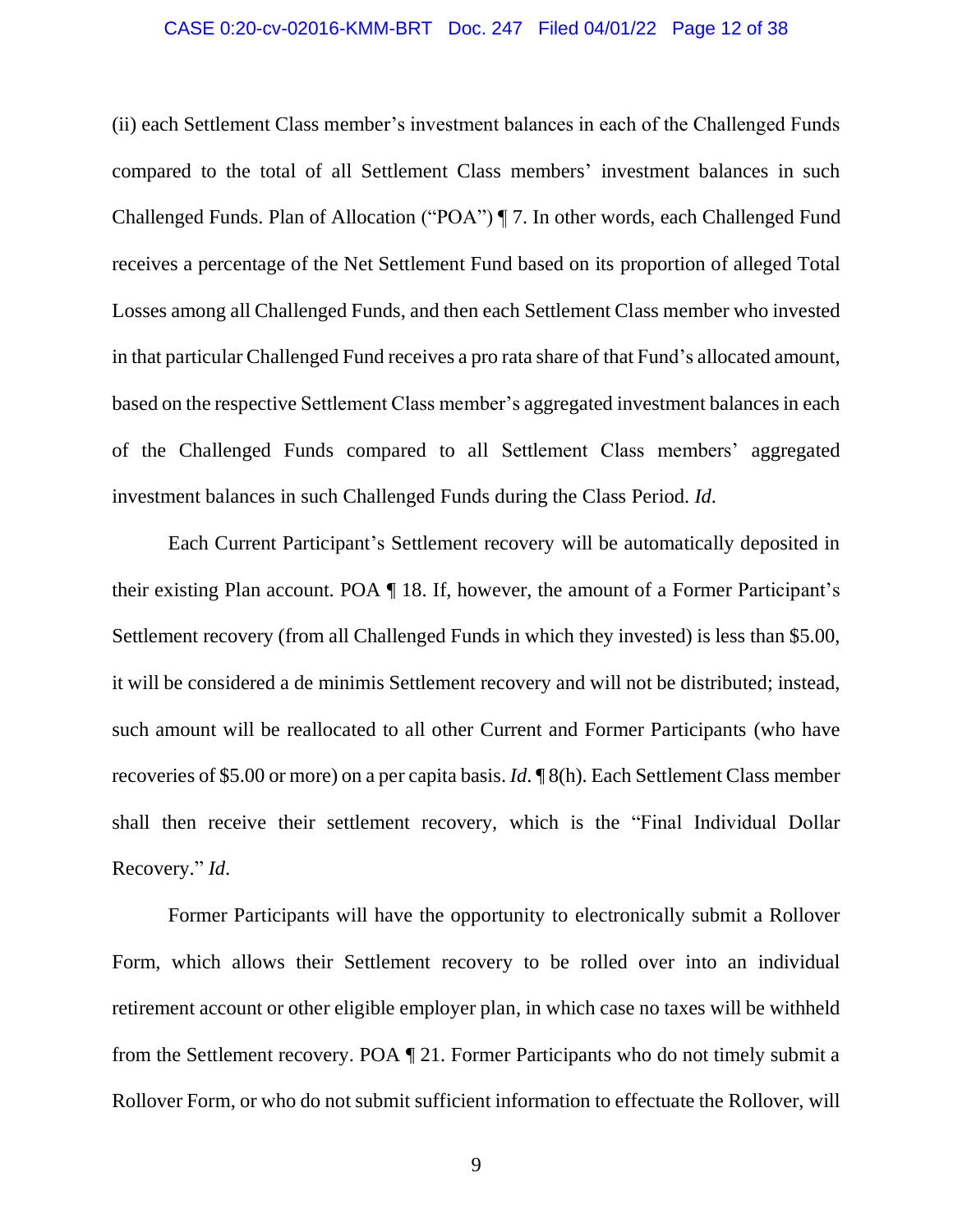(ii) each Settlement Class member's investment balances in each of the Challenged Funds compared to the total of all Settlement Class members' investment balances in such Challenged Funds. Plan of Allocation ("POA") ¶ 7. In other words, each Challenged Fund receives a percentage of the Net Settlement Fund based on its proportion of alleged Total Losses among all Challenged Funds, and then each Settlement Class member who invested in that particular Challenged Fund receives a pro rata share of that Fund's allocated amount, based on the respective Settlement Class member's aggregated investment balances in each of the Challenged Funds compared to all Settlement Class members' aggregated investment balances in such Challenged Funds during the Class Period. *Id.*

Each Current Participant's Settlement recovery will be automatically deposited in their existing Plan account. POA ¶ 18. If, however, the amount of a Former Participant's Settlement recovery (from all Challenged Funds in which they invested) is less than $5.00, it will be considered a de minimis Settlement recovery and will not be distributed; instead, such amount will be reallocated to all other Current and Former Participants (who have recoveries of $5.00 or more) on a per capita basis. *Id.* ¶ 8(h). Each Settlement Class member shall then receive their settlement recovery, which is the "Final Individual Dollar Recovery." *Id*.

Former Participants will have the opportunity to electronically submit a Rollover Form, which allows their Settlement recovery to be rolled over into an individual retirement account or other eligible employer plan, in which case no taxes will be withheld from the Settlement recovery. POA ¶ 21. Former Participants who do not timely submit a Rollover Form, or who do not submit sufficient information to effectuate the Rollover, will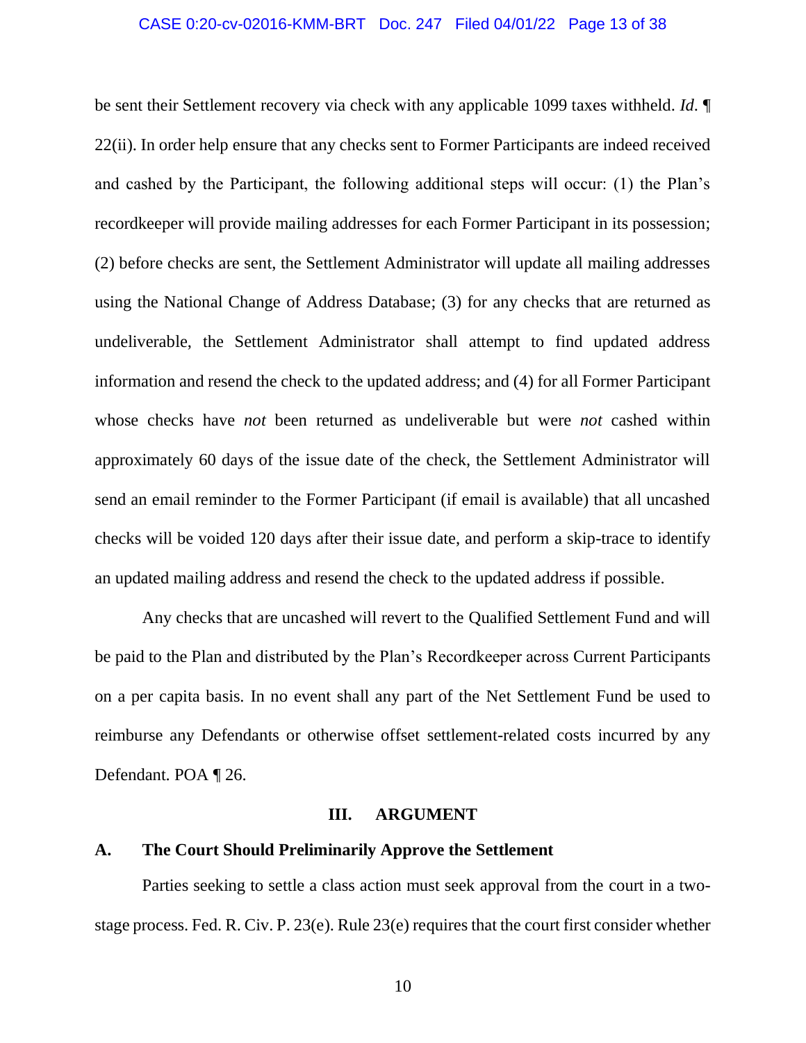be sent their Settlement recovery via check with any applicable 1099 taxes withheld. *Id.* ¶ 22(ii). In order help ensure that any checks sent to Former Participants are indeed received and cashed by the Participant, the following additional steps will occur: (1) the Plan's recordkeeper will provide mailing addresses for each Former Participant in its possession; (2) before checks are sent, the Settlement Administrator will update all mailing addresses using the National Change of Address Database; (3) for any checks that are returned as undeliverable, the Settlement Administrator shall attempt to find updated address information and resend the check to the updated address; and (4) for all Former Participant whose checks have *not* been returned as undeliverable but were *not* cashed within approximately 60 days of the issue date of the check, the Settlement Administrator will send an email reminder to the Former Participant (if email is available) that all uncashed checks will be voided 120 days after their issue date, and perform a skip-trace to identify an updated mailing address and resend the check to the updated address if possible.

Any checks that are uncashed will revert to the Qualified Settlement Fund and will be paid to the Plan and distributed by the Plan's Recordkeeper across Current Participants on a per capita basis. In no event shall any part of the Net Settlement Fund be used to reimburse any Defendants or otherwise offset settlement-related costs incurred by any Defendant. POA ¶ 26.

## III. ARGUMENT

### A. The Court Should Preliminarily Approve the Settlement

Parties seeking to settle a class action must seek approval from the court in a two-stage process. Fed. R. Civ. P. 23(e). Rule 23(e) requires that the court first consider whether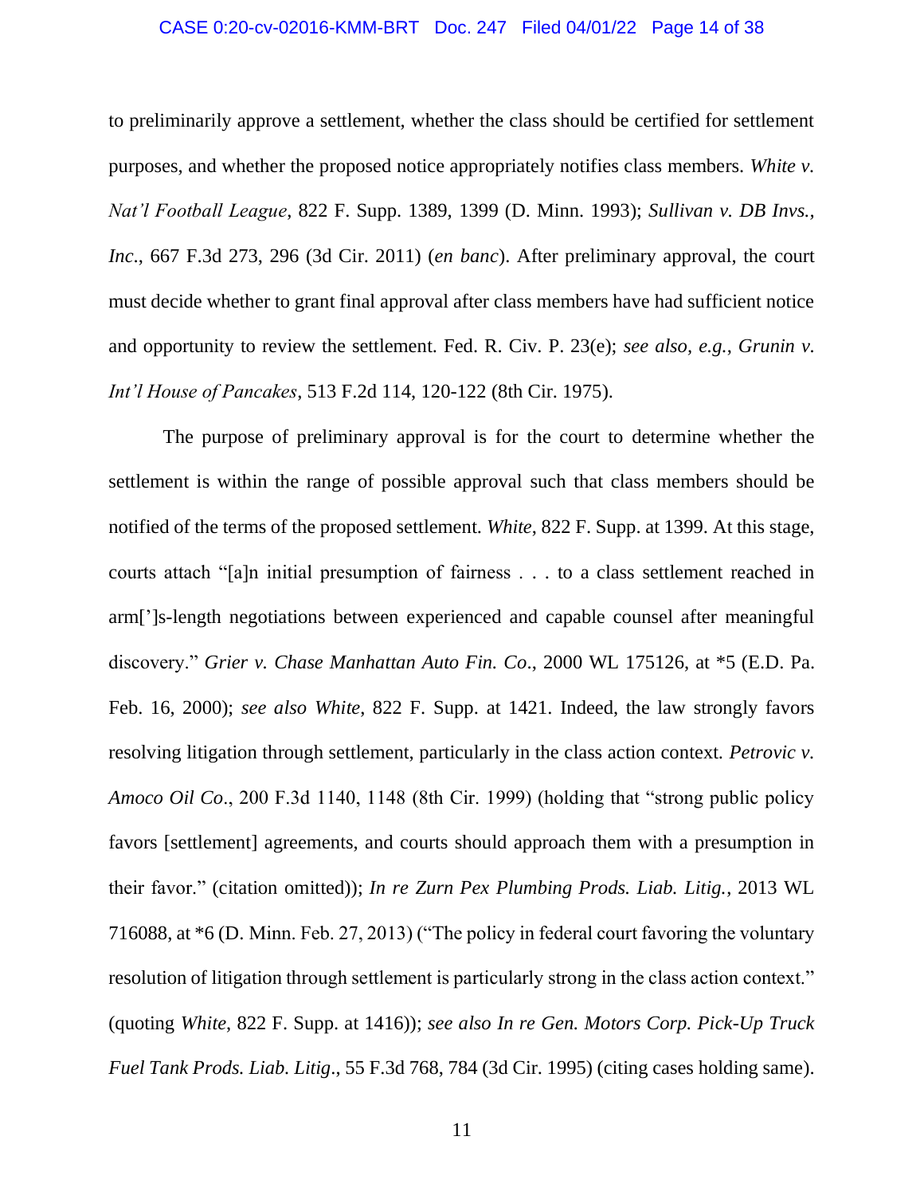to preliminarily approve a settlement, whether the class should be certified for settlement purposes, and whether the proposed notice appropriately notifies class members. *White v. Nat'l Football League*, 822 F. Supp. 1389, 1399 (D. Minn. 1993); *Sullivan v. DB Invs., Inc*., 667 F.3d 273, 296 (3d Cir. 2011) (*en banc*). After preliminary approval, the court must decide whether to grant final approval after class members have had sufficient notice and opportunity to review the settlement. Fed. R. Civ. P. 23(e); *see also, e.g.*, *Grunin v. Int'l House of Pancakes*, 513 F.2d 114, 120-122 (8th Cir. 1975).

The purpose of preliminary approval is for the court to determine whether the settlement is within the range of possible approval such that class members should be notified of the terms of the proposed settlement. *White*, 822 F. Supp. at 1399. At this stage, courts attach "[a]n initial presumption of fairness . . . to a class settlement reached in arm[']s-length negotiations between experienced and capable counsel after meaningful discovery." *Grier v. Chase Manhattan Auto Fin. Co*., 2000 WL 175126, at *5 (E.D. Pa. Feb. 16, 2000); *see also White*, 822 F. Supp. at 1421. Indeed, the law strongly favors resolving litigation through settlement, particularly in the class action context. *Petrovic v. Amoco Oil Co*., 200 F.3d 1140, 1148 (8th Cir. 1999) (holding that "strong public policy favors [settlement] agreements, and courts should approach them with a presumption in their favor." (citation omitted)); *In re Zurn Pex Plumbing Prods. Liab. Litig.*, 2013 WL 716088, at *6 (D. Minn. Feb. 27, 2013) ("The policy in federal court favoring the voluntary resolution of litigation through settlement is particularly strong in the class action context." (quoting *White*, 822 F. Supp. at 1416)); *see also In re Gen. Motors Corp. Pick-Up Truck Fuel Tank Prods. Liab. Litig*., 55 F.3d 768, 784 (3d Cir. 1995) (citing cases holding same).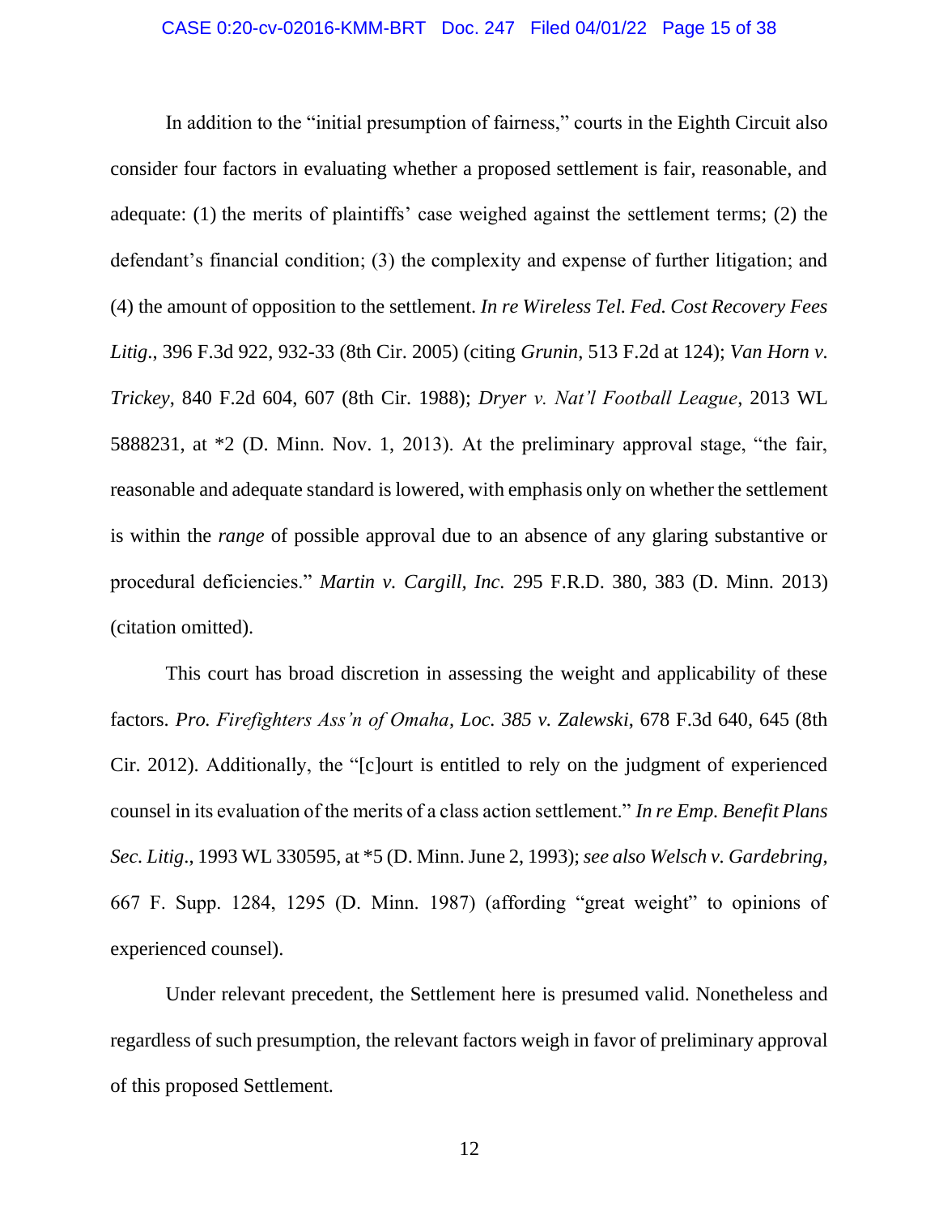In addition to the "initial presumption of fairness," courts in the Eighth Circuit also consider four factors in evaluating whether a proposed settlement is fair, reasonable, and adequate: (1) the merits of plaintiffs' case weighed against the settlement terms; (2) the defendant's financial condition; (3) the complexity and expense of further litigation; and (4) the amount of opposition to the settlement. *In re Wireless Tel. Fed. Cost Recovery Fees Litig*., 396 F.3d 922, 932-33 (8th Cir. 2005) (citing *Grunin*, 513 F.2d at 124); *Van Horn v. Trickey*, 840 F.2d 604, 607 (8th Cir. 1988); *Dryer v. Nat'l Football League*, 2013 WL 5888231, at *2 (D. Minn. Nov. 1, 2013). At the preliminary approval stage, "the fair, reasonable and adequate standard is lowered, with emphasis only on whether the settlement is within the *range* of possible approval due to an absence of any glaring substantive or procedural deficiencies." *Martin v. Cargill, Inc.* 295 F.R.D. 380, 383 (D. Minn. 2013) (citation omitted).

This court has broad discretion in assessing the weight and applicability of these factors. *Pro. Firefighters Ass'n of Omaha, Loc. 385 v. Zalewski*, 678 F.3d 640, 645 (8th Cir. 2012). Additionally, the "[c]ourt is entitled to rely on the judgment of experienced counsel in its evaluation of the merits of a class action settlement." *In re Emp. Benefit Plans Sec. Litig*., 1993 WL 330595, at *5 (D. Minn. June 2, 1993); *see also Welsch v. Gardebring*, 667 F. Supp. 1284, 1295 (D. Minn. 1987) (affording "great weight" to opinions of experienced counsel).

Under relevant precedent, the Settlement here is presumed valid. Nonetheless and regardless of such presumption, the relevant factors weigh in favor of preliminary approval of this proposed Settlement.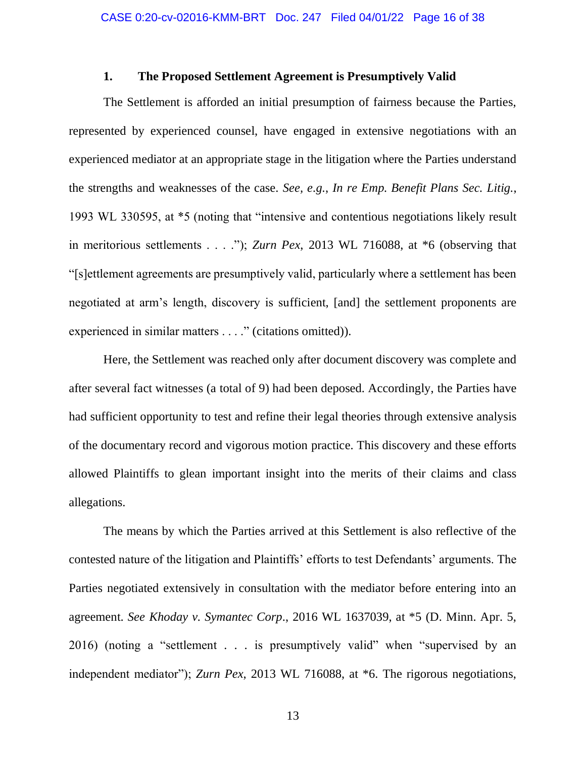### 1. The Proposed Settlement Agreement is Presumptively Valid

The Settlement is afforded an initial presumption of fairness because the Parties, represented by experienced counsel, have engaged in extensive negotiations with an experienced mediator at an appropriate stage in the litigation where the Parties understand the strengths and weaknesses of the case. *See, e.g.*, *In re Emp. Benefit Plans Sec. Litig.*, 1993 WL 330595, at *5 (noting that "intensive and contentious negotiations likely result in meritorious settlements . . . ."); *Zurn Pex*, 2013 WL 716088, at *6 (observing that "[s]ettlement agreements are presumptively valid, particularly where a settlement has been negotiated at arm's length, discovery is sufficient, [and] the settlement proponents are experienced in similar matters . . . ." (citations omitted)).

Here, the Settlement was reached only after document discovery was complete and after several fact witnesses (a total of 9) had been deposed. Accordingly, the Parties have had sufficient opportunity to test and refine their legal theories through extensive analysis of the documentary record and vigorous motion practice. This discovery and these efforts allowed Plaintiffs to glean important insight into the merits of their claims and class allegations.

The means by which the Parties arrived at this Settlement is also reflective of the contested nature of the litigation and Plaintiffs' efforts to test Defendants' arguments. The Parties negotiated extensively in consultation with the mediator before entering into an agreement. *See Khoday v. Symantec Corp*., 2016 WL 1637039, at *5 (D. Minn. Apr. 5, 2016) (noting a "settlement . . . is presumptively valid" when "supervised by an independent mediator"); *Zurn Pex,* 2013 WL 716088, at *6. The rigorous negotiations,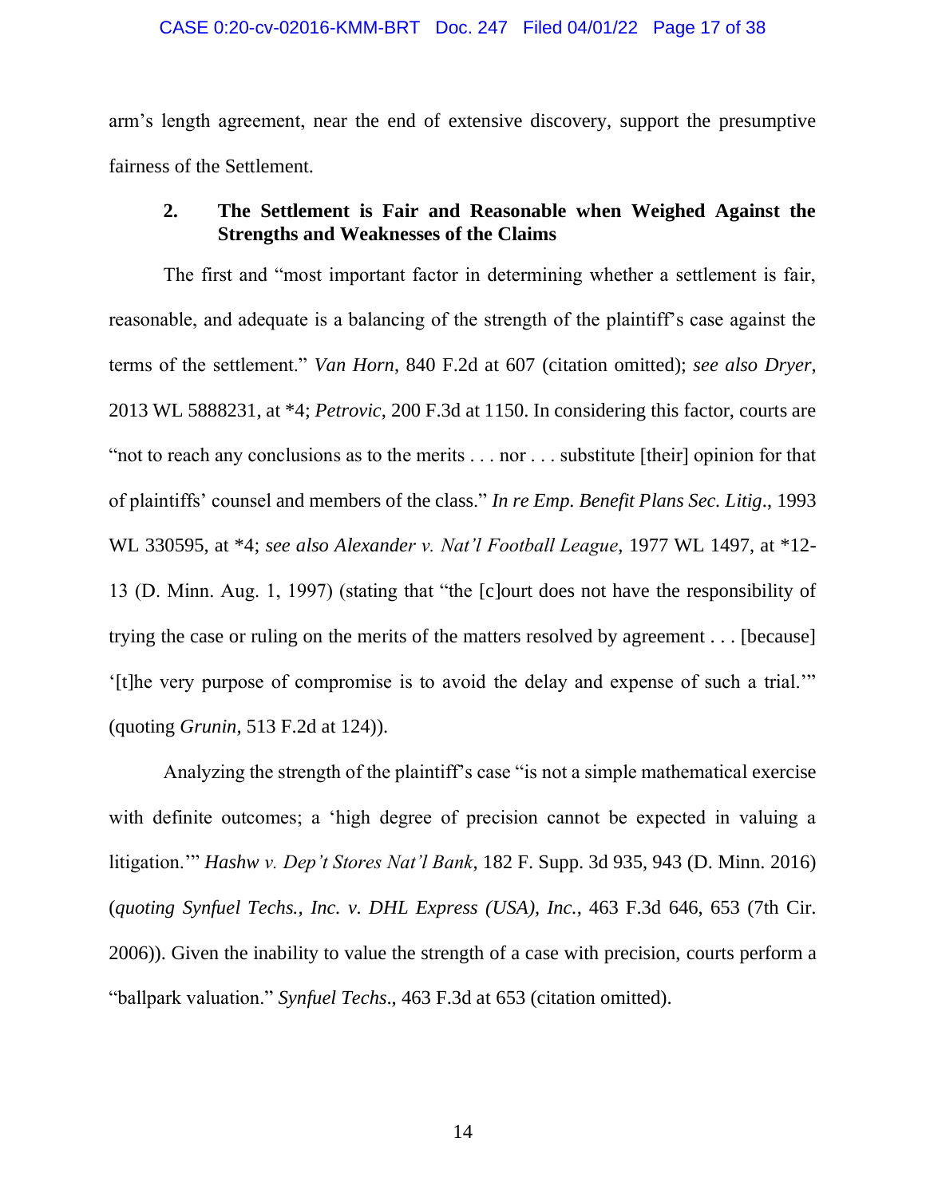arm's length agreement, near the end of extensive discovery, support the presumptive fairness of the Settlement.

### 2. The Settlement is Fair and Reasonable when Weighed Against the Strengths and Weaknesses of the Claims

The first and "most important factor in determining whether a settlement is fair, reasonable, and adequate is a balancing of the strength of the plaintiff's case against the terms of the settlement." *Van Horn*, 840 F.2d at 607 (citation omitted); *see also Dryer*, 2013 WL 5888231, at *4; *Petrovic*, 200 F.3d at 1150. In considering this factor, courts are "not to reach any conclusions as to the merits . . . nor . . . substitute [their] opinion for that of plaintiffs' counsel and members of the class." *In re Emp. Benefit Plans Sec. Litig*., 1993 WL 330595, at *4; *see also Alexander v. Nat'l Football League*, 1977 WL 1497, at *12-13 (D. Minn. Aug. 1, 1997) (stating that "the [c]ourt does not have the responsibility of trying the case or ruling on the merits of the matters resolved by agreement . . . [because] '[t]he very purpose of compromise is to avoid the delay and expense of such a trial.'" (quoting *Grunin*, 513 F.2d at 124)).

Analyzing the strength of the plaintiff's case "is not a simple mathematical exercise with definite outcomes; a 'high degree of precision cannot be expected in valuing a litigation.'" *Hashw v. Dep't Stores Nat'l Bank*, 182 F. Supp. 3d 935, 943 (D. Minn. 2016) (*quoting Synfuel Techs., Inc. v. DHL Express (USA), Inc.*, 463 F.3d 646, 653 (7th Cir. 2006)). Given the inability to value the strength of a case with precision, courts perform a "ballpark valuation." *Synfuel Techs*., 463 F.3d at 653 (citation omitted).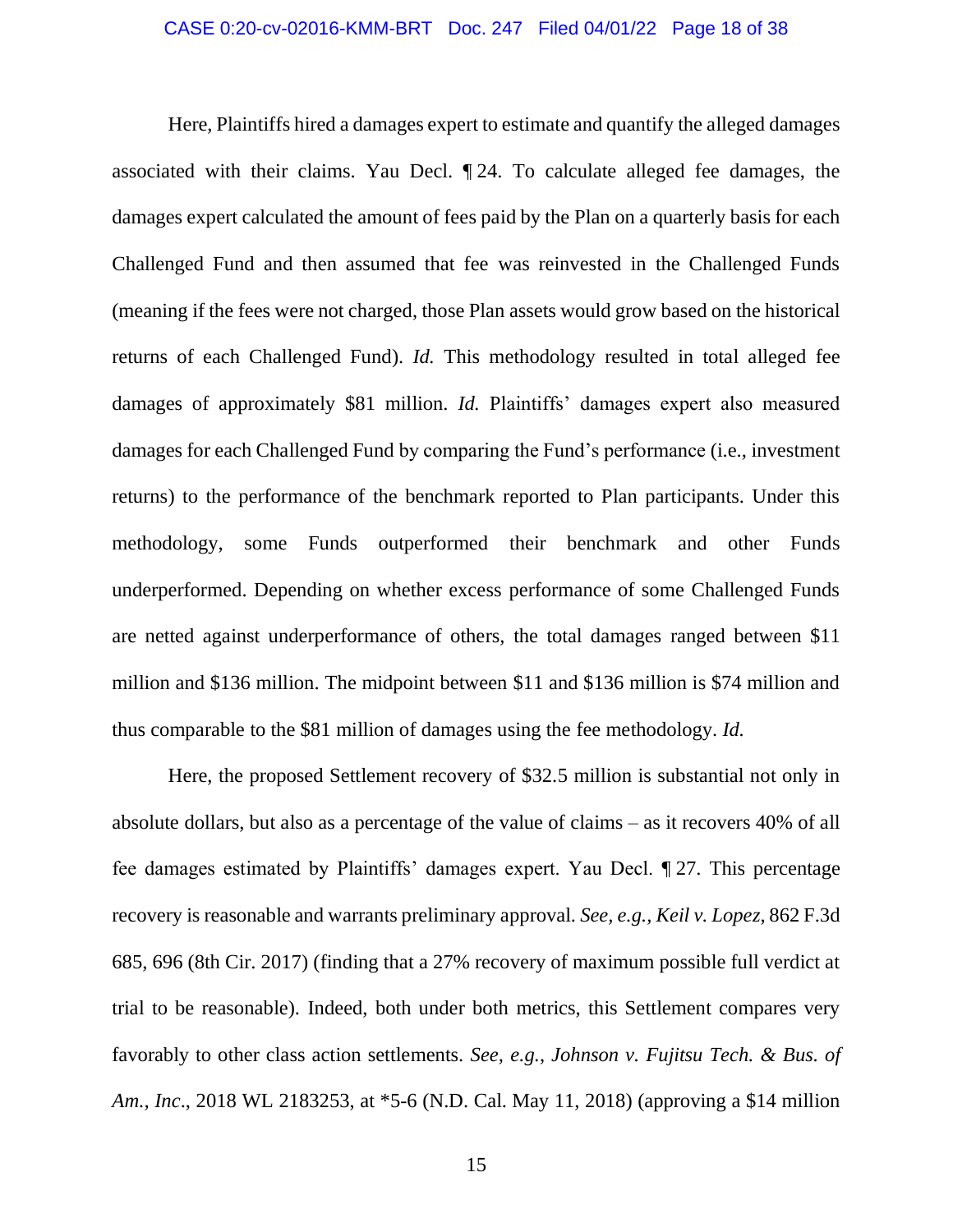Here, Plaintiffs hired a damages expert to estimate and quantify the alleged damages associated with their claims. Yau Decl. ¶ 24. To calculate alleged fee damages, the damages expert calculated the amount of fees paid by the Plan on a quarterly basis for each Challenged Fund and then assumed that fee was reinvested in the Challenged Funds (meaning if the fees were not charged, those Plan assets would grow based on the historical returns of each Challenged Fund). *Id.* This methodology resulted in total alleged fee damages of approximately $81 million. *Id.* Plaintiffs' damages expert also measured damages for each Challenged Fund by comparing the Fund's performance (i.e., investment returns) to the performance of the benchmark reported to Plan participants. Under this methodology, some Funds outperformed their benchmark and other Funds underperformed. Depending on whether excess performance of some Challenged Funds are netted against underperformance of others, the total damages ranged between $11 million and $136 million. The midpoint between $11 and $136 million is $74 million and thus comparable to the $81 million of damages using the fee methodology. *Id.*

Here, the proposed Settlement recovery of $32.5 million is substantial not only in absolute dollars, but also as a percentage of the value of claims – as it recovers 40% of all fee damages estimated by Plaintiffs' damages expert. Yau Decl. ¶ 27. This percentage recovery is reasonable and warrants preliminary approval. *See, e.g.*, *Keil v. Lopez*, 862 F.3d 685, 696 (8th Cir. 2017) (finding that a 27% recovery of maximum possible full verdict at trial to be reasonable). Indeed, both under both metrics, this Settlement compares very favorably to other class action settlements. *See, e.g.*, *Johnson v. Fujitsu Tech. & Bus. of Am., Inc*., 2018 WL 2183253, at *5-6 (N.D. Cal. May 11, 2018) (approving a $14 million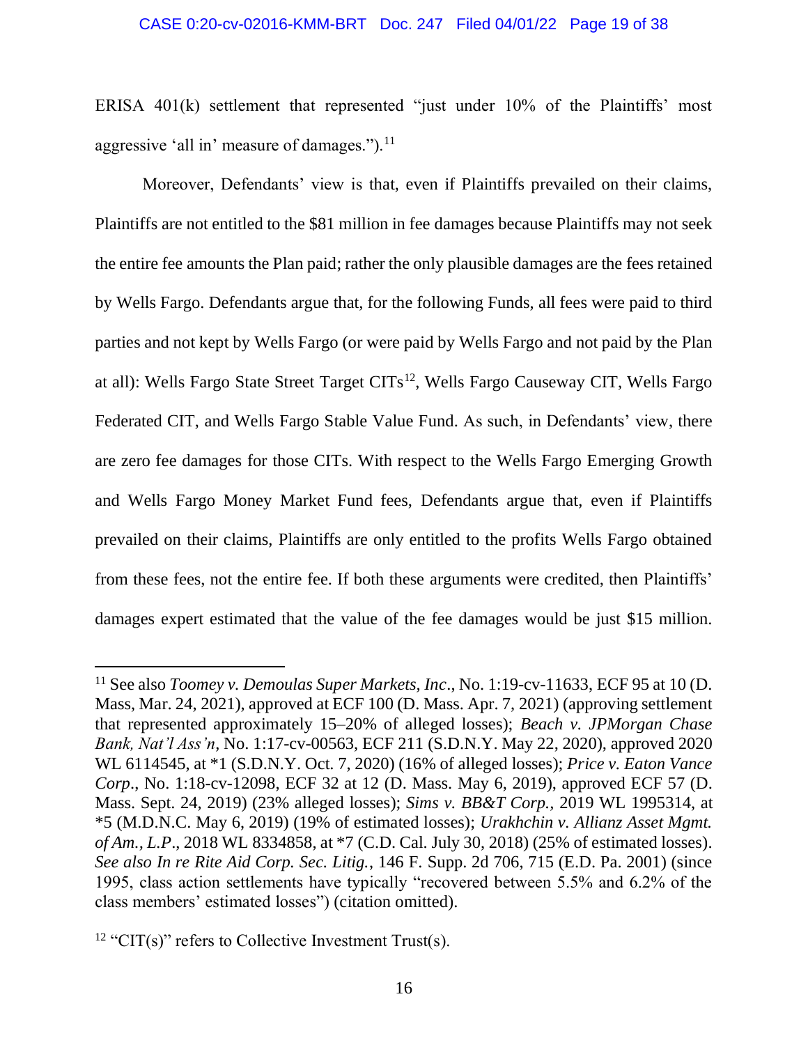ERISA 401(k) settlement that represented "just under 10% of the Plaintiffs' most aggressive 'all in' measure of damages.").[11]

Moreover, Defendants' view is that, even if Plaintiffs prevailed on their claims, Plaintiffs are not entitled to the $81 million in fee damages because Plaintiffs may not seek the entire fee amounts the Plan paid; rather the only plausible damages are the fees retained by Wells Fargo. Defendants argue that, for the following Funds, all fees were paid to third parties and not kept by Wells Fargo (or were paid by Wells Fargo and not paid by the Plan at all): Wells Fargo State Street Target CITs[12], Wells Fargo Causeway CIT, Wells Fargo Federated CIT, and Wells Fargo Stable Value Fund. As such, in Defendants' view, there are zero fee damages for those CITs. With respect to the Wells Fargo Emerging Growth and Wells Fargo Money Market Fund fees, Defendants argue that, even if Plaintiffs prevailed on their claims, Plaintiffs are only entitled to the profits Wells Fargo obtained from these fees, not the entire fee. If both these arguments were credited, then Plaintiffs' damages expert estimated that the value of the fee damages would be just $15 million.

---

[11] See also *Toomey v. Demoulas Super Markets, Inc*., No. 1:19-cv-11633, ECF 95 at 10 (D. Mass, Mar. 24, 2021), approved at ECF 100 (D. Mass. Apr. 7, 2021) (approving settlement that represented approximately 15–20% of alleged losses); *Beach v. JPMorgan Chase Bank, Nat'l Ass'n*, No. 1:17-cv-00563, ECF 211 (S.D.N.Y. May 22, 2020), approved 2020 WL 6114545, at *1 (S.D.N.Y. Oct. 7, 2020) (16% of alleged losses); *Price v. Eaton Vance Corp*., No. 1:18-cv-12098, ECF 32 at 12 (D. Mass. May 6, 2019), approved ECF 57 (D. Mass. Sept. 24, 2019) (23% alleged losses); *Sims v. BB&T Corp.*, 2019 WL 1995314, at *5 (M.D.N.C. May 6, 2019) (19% of estimated losses); *Urakhchin v. Allianz Asset Mgmt. of Am., L.P*., 2018 WL 8334858, at *7 (C.D. Cal. July 30, 2018) (25% of estimated losses). *See also In re Rite Aid Corp. Sec. Litig.*, 146 F. Supp. 2d 706, 715 (E.D. Pa. 2001) (since 1995, class action settlements have typically "recovered between 5.5% and 6.2% of the class members' estimated losses") (citation omitted).

[12] "CIT(s)" refers to Collective Investment Trust(s).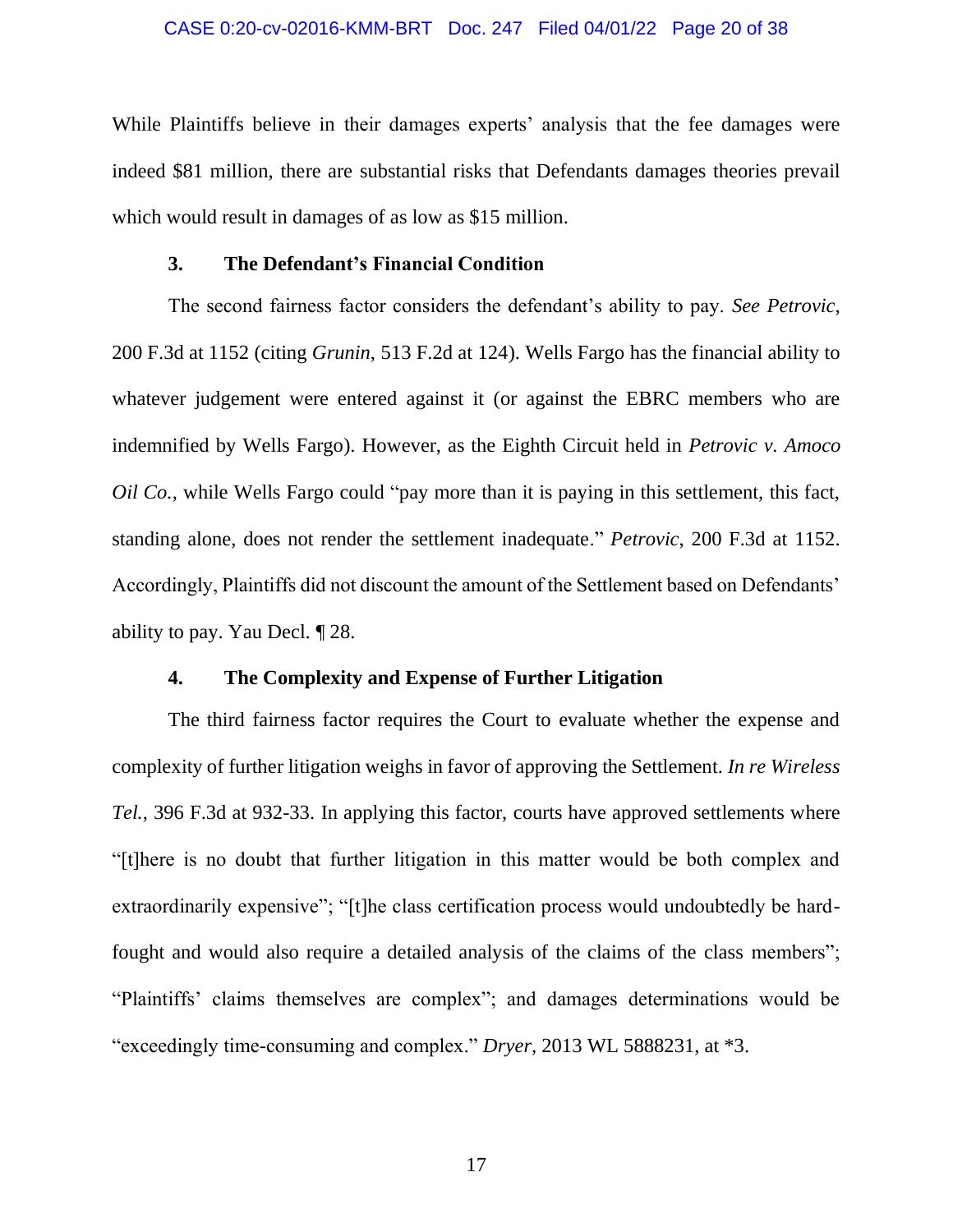While Plaintiffs believe in their damages experts' analysis that the fee damages were indeed $81 million, there are substantial risks that Defendants damages theories prevail which would result in damages of as low as $15 million.

### 3. The Defendant's Financial Condition

The second fairness factor considers the defendant's ability to pay. *See Petrovic*, 200 F.3d at 1152 (citing *Grunin*, 513 F.2d at 124). Wells Fargo has the financial ability to whatever judgement were entered against it (or against the EBRC members who are indemnified by Wells Fargo). However, as the Eighth Circuit held in *Petrovic v. Amoco Oil Co.*, while Wells Fargo could "pay more than it is paying in this settlement, this fact, standing alone, does not render the settlement inadequate." *Petrovic*, 200 F.3d at 1152. Accordingly, Plaintiffs did not discount the amount of the Settlement based on Defendants' ability to pay. Yau Decl. ¶ 28.

### 4. The Complexity and Expense of Further Litigation

The third fairness factor requires the Court to evaluate whether the expense and complexity of further litigation weighs in favor of approving the Settlement. *In re Wireless Tel.*, 396 F.3d at 932-33. In applying this factor, courts have approved settlements where "[t]here is no doubt that further litigation in this matter would be both complex and extraordinarily expensive"; "[t]he class certification process would undoubtedly be hard-fought and would also require a detailed analysis of the claims of the class members"; "Plaintiffs' claims themselves are complex"; and damages determinations would be "exceedingly time-consuming and complex." *Dryer*, 2013 WL 5888231, at *3.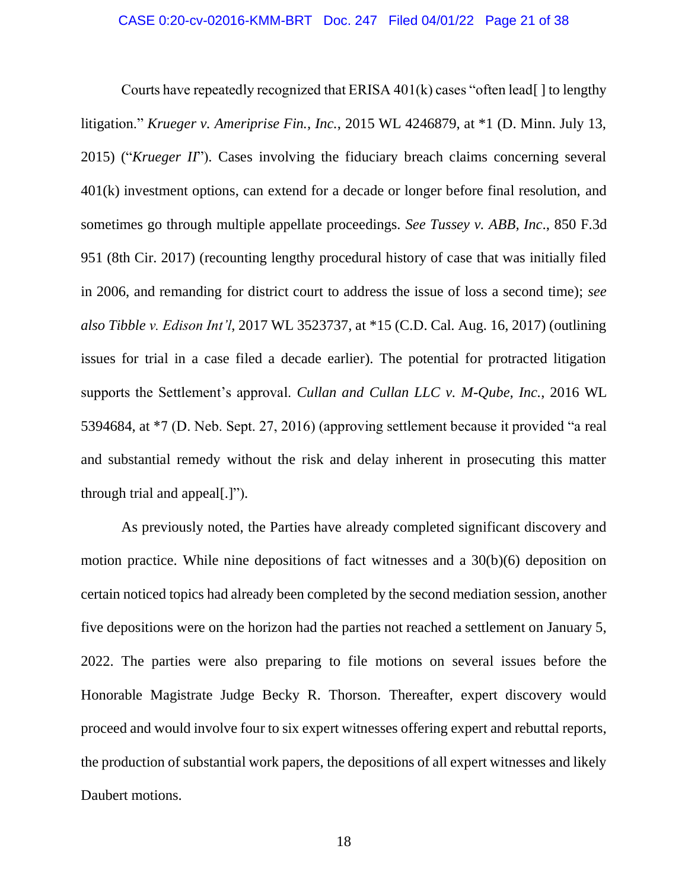Courts have repeatedly recognized that ERISA 401(k) cases "often lead[ ] to lengthy litigation." *Krueger v. Ameriprise Fin., Inc.*, 2015 WL 4246879, at *1 (D. Minn. July 13, 2015) ("*Krueger II*"). Cases involving the fiduciary breach claims concerning several 401(k) investment options, can extend for a decade or longer before final resolution, and sometimes go through multiple appellate proceedings. *See Tussey v. ABB, Inc*., 850 F.3d 951 (8th Cir. 2017) (recounting lengthy procedural history of case that was initially filed in 2006, and remanding for district court to address the issue of loss a second time); *see also Tibble v. Edison Int'l*, 2017 WL 3523737, at *15 (C.D. Cal. Aug. 16, 2017) (outlining issues for trial in a case filed a decade earlier). The potential for protracted litigation supports the Settlement's approval. *Cullan and Cullan LLC v. M-Qube, Inc.*, 2016 WL 5394684, at *7 (D. Neb. Sept. 27, 2016) (approving settlement because it provided "a real and substantial remedy without the risk and delay inherent in prosecuting this matter through trial and appeal[.]").

As previously noted, the Parties have already completed significant discovery and motion practice. While nine depositions of fact witnesses and a 30(b)(6) deposition on certain noticed topics had already been completed by the second mediation session, another five depositions were on the horizon had the parties not reached a settlement on January 5, 2022. The parties were also preparing to file motions on several issues before the Honorable Magistrate Judge Becky R. Thorson. Thereafter, expert discovery would proceed and would involve four to six expert witnesses offering expert and rebuttal reports, the production of substantial work papers, the depositions of all expert witnesses and likely Daubert motions.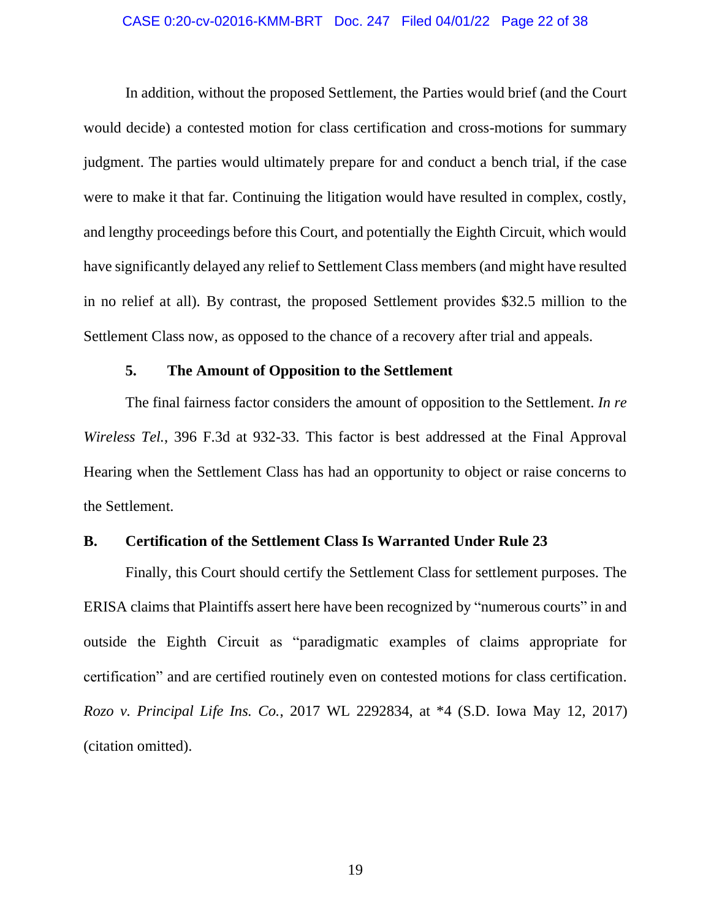In addition, without the proposed Settlement, the Parties would brief (and the Court would decide) a contested motion for class certification and cross-motions for summary judgment. The parties would ultimately prepare for and conduct a bench trial, if the case were to make it that far. Continuing the litigation would have resulted in complex, costly, and lengthy proceedings before this Court, and potentially the Eighth Circuit, which would have significantly delayed any relief to Settlement Class members (and might have resulted in no relief at all). By contrast, the proposed Settlement provides $32.5 million to the Settlement Class now, as opposed to the chance of a recovery after trial and appeals.

### 5. The Amount of Opposition to the Settlement

The final fairness factor considers the amount of opposition to the Settlement. *In re Wireless Tel.*, 396 F.3d at 932-33. This factor is best addressed at the Final Approval Hearing when the Settlement Class has had an opportunity to object or raise concerns to the Settlement.

## B. Certification of the Settlement Class Is Warranted Under Rule 23

Finally, this Court should certify the Settlement Class for settlement purposes. The ERISA claims that Plaintiffs assert here have been recognized by "numerous courts" in and outside the Eighth Circuit as "paradigmatic examples of claims appropriate for certification" and are certified routinely even on contested motions for class certification. *Rozo v. Principal Life Ins. Co.*, 2017 WL 2292834, at *4 (S.D. Iowa May 12, 2017) (citation omitted).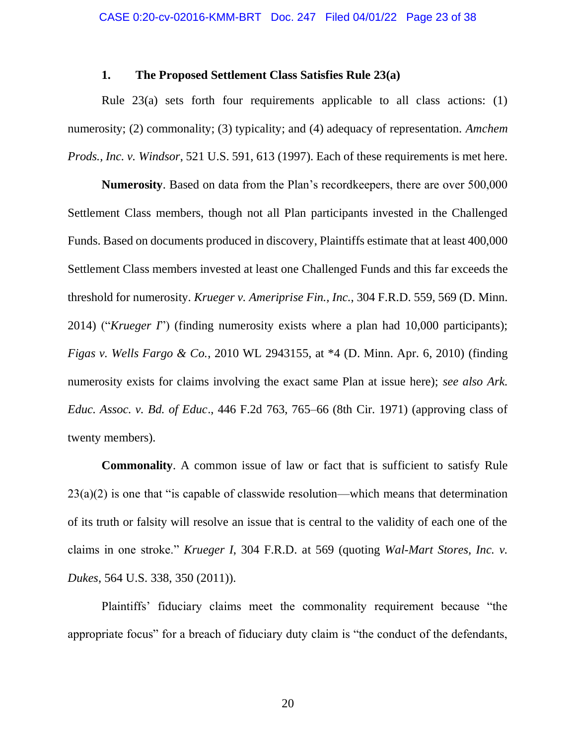### 1. The Proposed Settlement Class Satisfies Rule 23(a)

Rule 23(a) sets forth four requirements applicable to all class actions: (1) numerosity; (2) commonality; (3) typicality; and (4) adequacy of representation. *Amchem Prods., Inc. v. Windsor*, 521 U.S. 591, 613 (1997). Each of these requirements is met here.

**Numerosity**. Based on data from the Plan's recordkeepers, there are over 500,000 Settlement Class members, though not all Plan participants invested in the Challenged Funds. Based on documents produced in discovery, Plaintiffs estimate that at least 400,000 Settlement Class members invested at least one Challenged Funds and this far exceeds the threshold for numerosity. *Krueger v. Ameriprise Fin., Inc.*, 304 F.R.D. 559, 569 (D. Minn. 2014) ("*Krueger I*") (finding numerosity exists where a plan had 10,000 participants); *Figas v. Wells Fargo & Co.*, 2010 WL 2943155, at *4 (D. Minn. Apr. 6, 2010) (finding numerosity exists for claims involving the exact same Plan at issue here); *see also Ark. Educ. Assoc. v. Bd. of Educ*., 446 F.2d 763, 765–66 (8th Cir. 1971) (approving class of twenty members).

**Commonality**. A common issue of law or fact that is sufficient to satisfy Rule 23(a)(2) is one that "is capable of classwide resolution—which means that determination of its truth or falsity will resolve an issue that is central to the validity of each one of the claims in one stroke." *Krueger I*, 304 F.R.D. at 569 (quoting *Wal-Mart Stores, Inc. v. Dukes*, 564 U.S. 338, 350 (2011)).

Plaintiffs' fiduciary claims meet the commonality requirement because "the appropriate focus" for a breach of fiduciary duty claim is "the conduct of the defendants,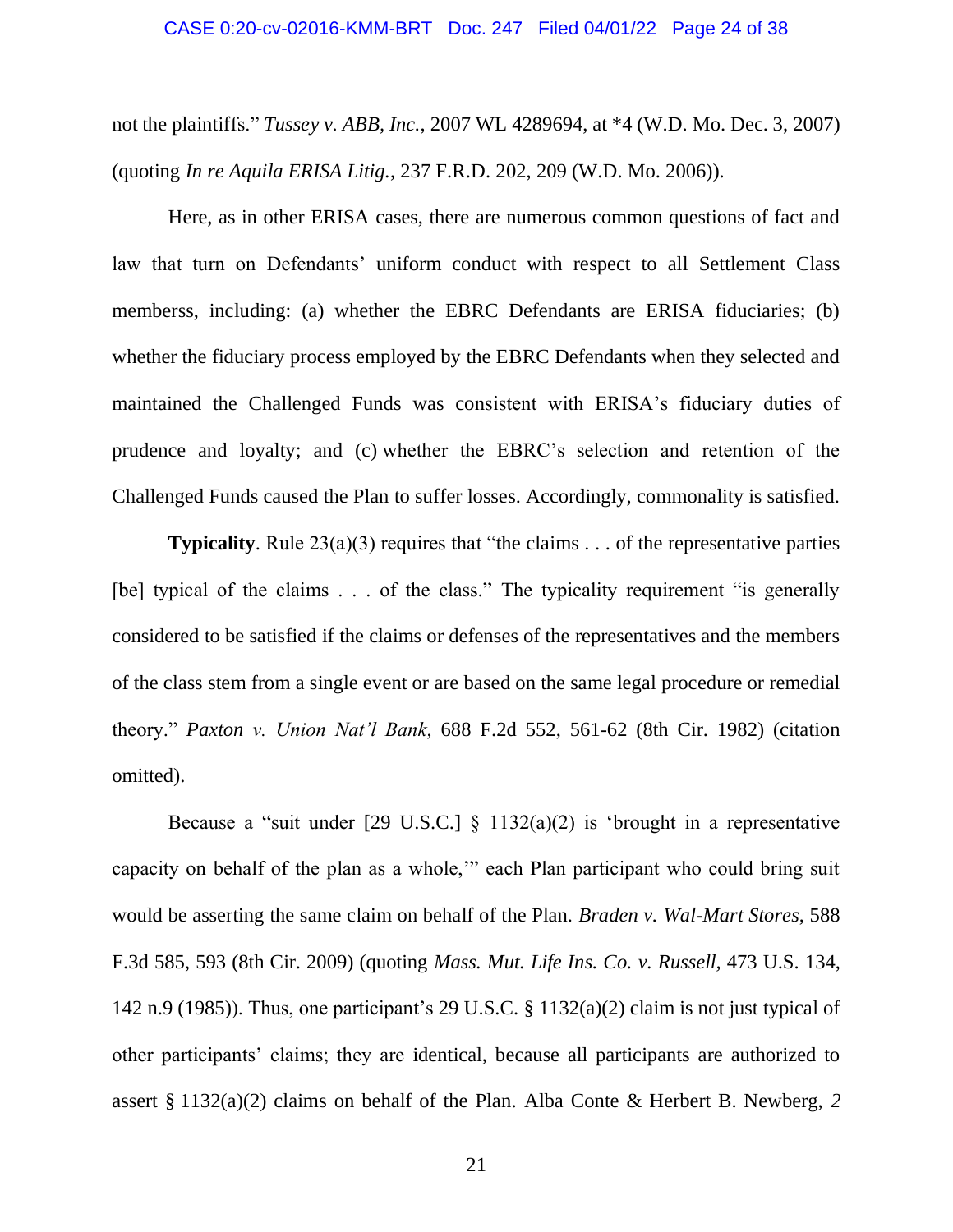not the plaintiffs." *Tussey v. ABB, Inc.*, 2007 WL 4289694, at *4 (W.D. Mo. Dec. 3, 2007) (quoting *In re Aquila ERISA Litig.*, 237 F.R.D. 202, 209 (W.D. Mo. 2006)).

Here, as in other ERISA cases, there are numerous common questions of fact and law that turn on Defendants' uniform conduct with respect to all Settlement Class memberss, including: (a) whether the EBRC Defendants are ERISA fiduciaries; (b) whether the fiduciary process employed by the EBRC Defendants when they selected and maintained the Challenged Funds was consistent with ERISA's fiduciary duties of prudence and loyalty; and (c) whether the EBRC's selection and retention of the Challenged Funds caused the Plan to suffer losses. Accordingly, commonality is satisfied.

**Typicality**. Rule 23(a)(3) requires that "the claims . . . of the representative parties [be] typical of the claims . . . of the class." The typicality requirement "is generally considered to be satisfied if the claims or defenses of the representatives and the members of the class stem from a single event or are based on the same legal procedure or remedial theory." *Paxton v. Union Nat'l Bank*, 688 F.2d 552, 561-62 (8th Cir. 1982) (citation omitted).

Because a "suit under [29 U.S.C.] § 1132(a)(2) is 'brought in a representative capacity on behalf of the plan as a whole,'" each Plan participant who could bring suit would be asserting the same claim on behalf of the Plan. *Braden v. Wal-Mart Stores*, 588 F.3d 585, 593 (8th Cir. 2009) (quoting *Mass. Mut. Life Ins. Co. v. Russell,* 473 U.S. 134, 142 n.9 (1985)). Thus, one participant's 29 U.S.C. § 1132(a)(2) claim is not just typical of other participants' claims; they are identical, because all participants are authorized to assert § 1132(a)(2) claims on behalf of the Plan. Alba Conte & Herbert B. Newberg, *2*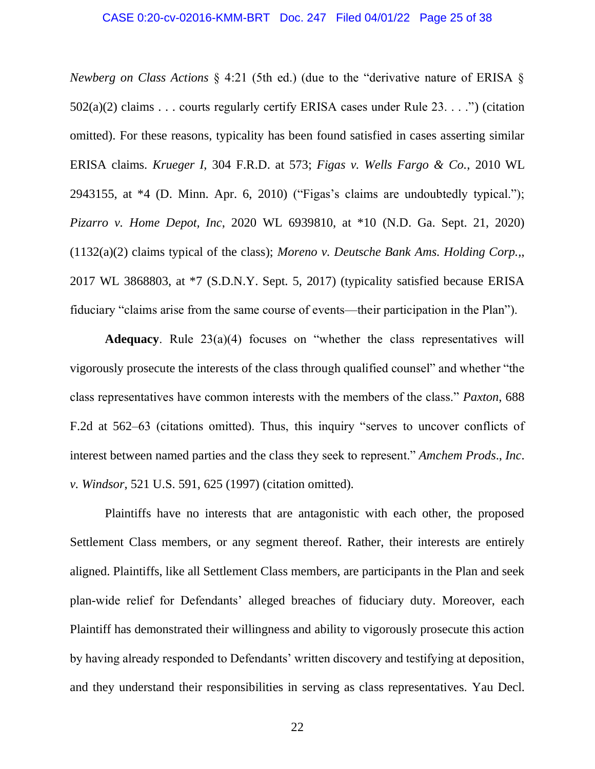*Newberg on Class Actions* § 4:21 (5th ed.) (due to the "derivative nature of ERISA § 502(a)(2) claims . . . courts regularly certify ERISA cases under Rule 23. . . .") (citation omitted). For these reasons, typicality has been found satisfied in cases asserting similar ERISA claims. *Krueger I*, 304 F.R.D. at 573; *Figas v. Wells Fargo & Co.*, 2010 WL 2943155, at *4 (D. Minn. Apr. 6, 2010) ("Figas's claims are undoubtedly typical."); *Pizarro v. Home Depot, Inc*, 2020 WL 6939810, at *10 (N.D. Ga. Sept. 21, 2020) (1132(a)(2) claims typical of the class); *Moreno v. Deutsche Bank Ams. Holding Corp.*,, 2017 WL 3868803, at *7 (S.D.N.Y. Sept. 5, 2017) (typicality satisfied because ERISA fiduciary "claims arise from the same course of events—their participation in the Plan").

**Adequacy**. Rule 23(a)(4) focuses on "whether the class representatives will vigorously prosecute the interests of the class through qualified counsel" and whether "the class representatives have common interests with the members of the class." *Paxton*, 688 F.2d at 562–63 (citations omitted). Thus, this inquiry "serves to uncover conflicts of interest between named parties and the class they seek to represent." *Amchem Prods., Inc. v. Windsor*, 521 U.S. 591, 625 (1997) (citation omitted).

Plaintiffs have no interests that are antagonistic with each other, the proposed Settlement Class members, or any segment thereof. Rather, their interests are entirely aligned. Plaintiffs, like all Settlement Class members, are participants in the Plan and seek plan-wide relief for Defendants' alleged breaches of fiduciary duty. Moreover, each Plaintiff has demonstrated their willingness and ability to vigorously prosecute this action by having already responded to Defendants' written discovery and testifying at deposition, and they understand their responsibilities in serving as class representatives. Yau Decl.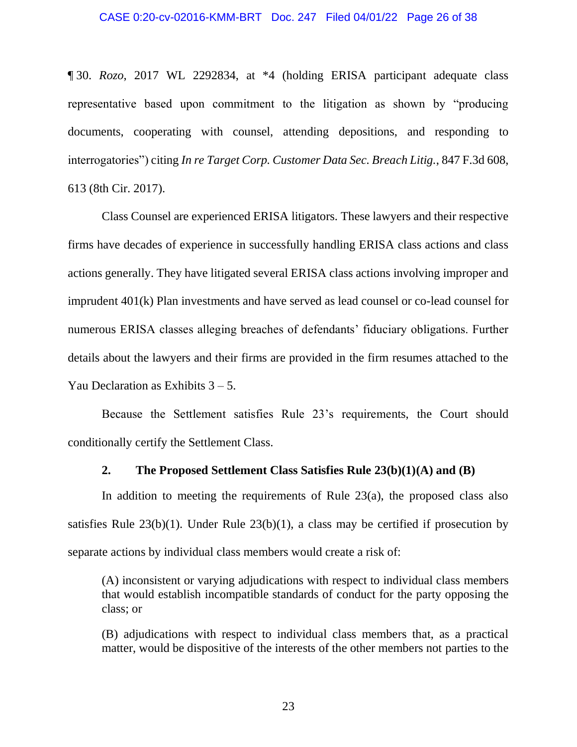¶ 30. *Rozo*, 2017 WL 2292834, at *4 (holding ERISA participant adequate class representative based upon commitment to the litigation as shown by "producing documents, cooperating with counsel, attending depositions, and responding to interrogatories") citing *In re Target Corp. Customer Data Sec. Breach Litig.*, 847 F.3d 608, 613 (8th Cir. 2017).

Class Counsel are experienced ERISA litigators. These lawyers and their respective firms have decades of experience in successfully handling ERISA class actions and class actions generally. They have litigated several ERISA class actions involving improper and imprudent 401(k) Plan investments and have served as lead counsel or co-lead counsel for numerous ERISA classes alleging breaches of defendants' fiduciary obligations. Further details about the lawyers and their firms are provided in the firm resumes attached to the Yau Declaration as Exhibits 3 – 5.

Because the Settlement satisfies Rule 23's requirements, the Court should conditionally certify the Settlement Class.

### 2. The Proposed Settlement Class Satisfies Rule 23(b)(1)(A) and (B)

In addition to meeting the requirements of Rule 23(a), the proposed class also satisfies Rule 23(b)(1). Under Rule 23(b)(1), a class may be certified if prosecution by separate actions by individual class members would create a risk of:

> (A) inconsistent or varying adjudications with respect to individual class members that would establish incompatible standards of conduct for the party opposing the class; or
>
> (B) adjudications with respect to individual class members that, as a practical matter, would be dispositive of the interests of the other members not parties to the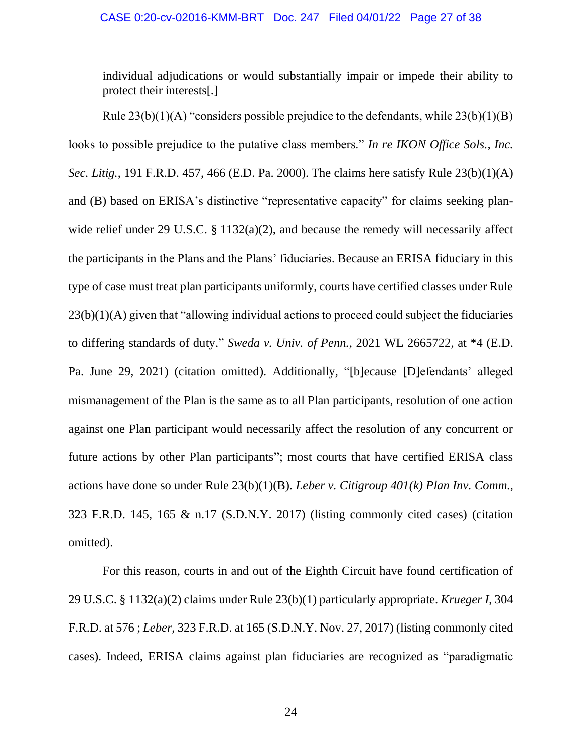> individual adjudications or would substantially impair or impede their ability to protect their interests[.]

Rule 23(b)(1)(A) "considers possible prejudice to the defendants, while 23(b)(1)(B) looks to possible prejudice to the putative class members." *In re IKON Office Sols., Inc. Sec. Litig.*, 191 F.R.D. 457, 466 (E.D. Pa. 2000). The claims here satisfy Rule 23(b)(1)(A) and (B) based on ERISA's distinctive "representative capacity" for claims seeking plan-wide relief under 29 U.S.C. § 1132(a)(2), and because the remedy will necessarily affect the participants in the Plans and the Plans' fiduciaries. Because an ERISA fiduciary in this type of case must treat plan participants uniformly, courts have certified classes under Rule 23(b)(1)(A) given that "allowing individual actions to proceed could subject the fiduciaries to differing standards of duty." *Sweda v. Univ. of Penn.*, 2021 WL 2665722, at *4 (E.D. Pa. June 29, 2021) (citation omitted). Additionally, "[b]ecause [D]efendants' alleged mismanagement of the Plan is the same as to all Plan participants, resolution of one action against one Plan participant would necessarily affect the resolution of any concurrent or future actions by other Plan participants"; most courts that have certified ERISA class actions have done so under Rule 23(b)(1)(B). *Leber v. Citigroup 401(k) Plan Inv. Comm.*, 323 F.R.D. 145, 165 & n.17 (S.D.N.Y. 2017) (listing commonly cited cases) (citation omitted).

For this reason, courts in and out of the Eighth Circuit have found certification of 29 U.S.C. § 1132(a)(2) claims under Rule 23(b)(1) particularly appropriate. *Krueger I*, 304 F.R.D. at 576 ; *Leber*, 323 F.R.D. at 165 (S.D.N.Y. Nov. 27, 2017) (listing commonly cited cases). Indeed, ERISA claims against plan fiduciaries are recognized as "paradigmatic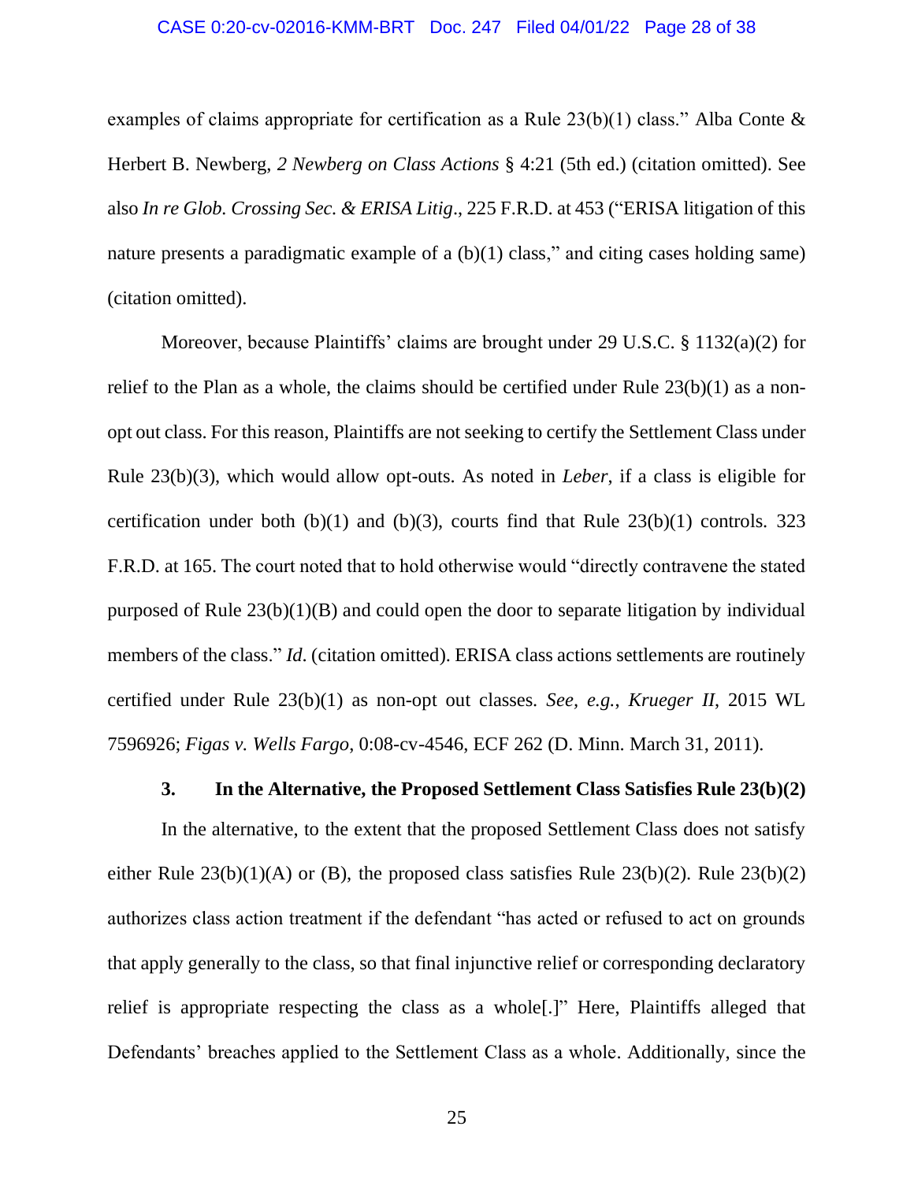examples of claims appropriate for certification as a Rule 23(b)(1) class." Alba Conte & Herbert B. Newberg, *2 Newberg on Class Actions* § 4:21 (5th ed.) (citation omitted). See also *In re Glob. Crossing Sec. & ERISA Litig*., 225 F.R.D. at 453 ("ERISA litigation of this nature presents a paradigmatic example of a (b)(1) class," and citing cases holding same) (citation omitted).

Moreover, because Plaintiffs' claims are brought under 29 U.S.C. § 1132(a)(2) for relief to the Plan as a whole, the claims should be certified under Rule 23(b)(1) as a non-opt out class. For this reason, Plaintiffs are not seeking to certify the Settlement Class under Rule 23(b)(3), which would allow opt-outs. As noted in *Leber*, if a class is eligible for certification under both (b)(1) and (b)(3), courts find that Rule 23(b)(1) controls. 323 F.R.D. at 165. The court noted that to hold otherwise would "directly contravene the stated purposed of Rule 23(b)(1)(B) and could open the door to separate litigation by individual members of the class." *Id*. (citation omitted). ERISA class actions settlements are routinely certified under Rule 23(b)(1) as non-opt out classes. *See, e.g.*, *Krueger II*, 2015 WL 7596926; *Figas v. Wells Fargo*, 0:08-cv-4546, ECF 262 (D. Minn. March 31, 2011).

### 3. In the Alternative, the Proposed Settlement Class Satisfies Rule 23(b)(2)

In the alternative, to the extent that the proposed Settlement Class does not satisfy either Rule 23(b)(1)(A) or (B), the proposed class satisfies Rule 23(b)(2). Rule 23(b)(2) authorizes class action treatment if the defendant "has acted or refused to act on grounds that apply generally to the class, so that final injunctive relief or corresponding declaratory relief is appropriate respecting the class as a whole[.]" Here, Plaintiffs alleged that Defendants' breaches applied to the Settlement Class as a whole. Additionally, since the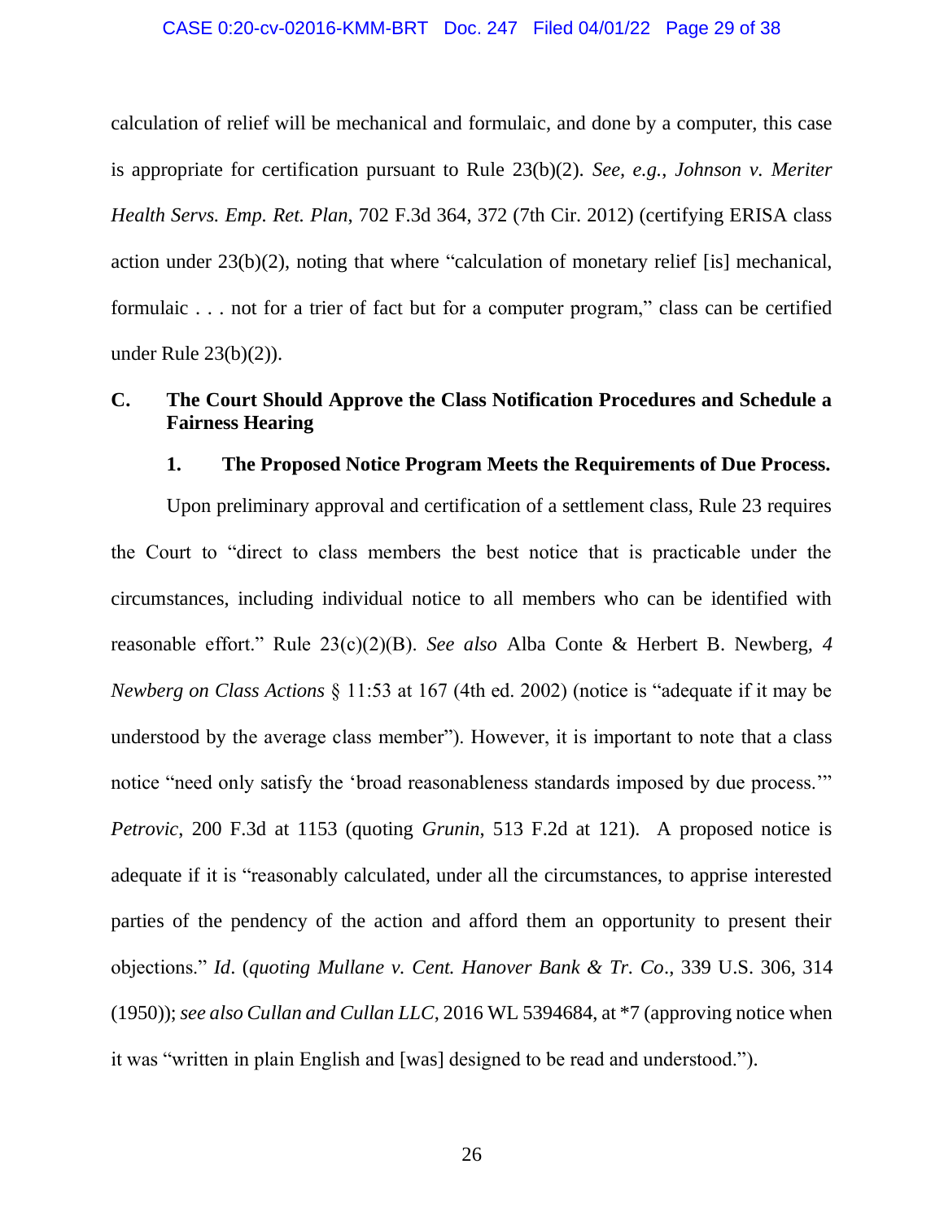calculation of relief will be mechanical and formulaic, and done by a computer, this case is appropriate for certification pursuant to Rule 23(b)(2). *See, e.g.*, *Johnson v. Meriter Health Servs. Emp. Ret. Plan*, 702 F.3d 364, 372 (7th Cir. 2012) (certifying ERISA class action under 23(b)(2), noting that where "calculation of monetary relief [is] mechanical, formulaic . . . not for a trier of fact but for a computer program," class can be certified under Rule 23(b)(2)).

### C. The Court Should Approve the Class Notification Procedures and Schedule a Fairness Hearing

#### 1. The Proposed Notice Program Meets the Requirements of Due Process.

Upon preliminary approval and certification of a settlement class, Rule 23 requires the Court to "direct to class members the best notice that is practicable under the circumstances, including individual notice to all members who can be identified with reasonable effort." Rule 23(c)(2)(B). *See also* Alba Conte & Herbert B. Newberg, *4 Newberg on Class Actions* § 11:53 at 167 (4th ed. 2002) (notice is "adequate if it may be understood by the average class member"). However, it is important to note that a class notice "need only satisfy the 'broad reasonableness standards imposed by due process.'" *Petrovic*, 200 F.3d at 1153 (quoting *Grunin*, 513 F.2d at 121). A proposed notice is adequate if it is "reasonably calculated, under all the circumstances, to apprise interested parties of the pendency of the action and afford them an opportunity to present their objections." *Id*. (*quoting Mullane v. Cent. Hanover Bank & Tr. Co*., 339 U.S. 306, 314 (1950)); *see also Cullan and Cullan LLC*, 2016 WL 5394684, at *7 (approving notice when it was "written in plain English and [was] designed to be read and understood.").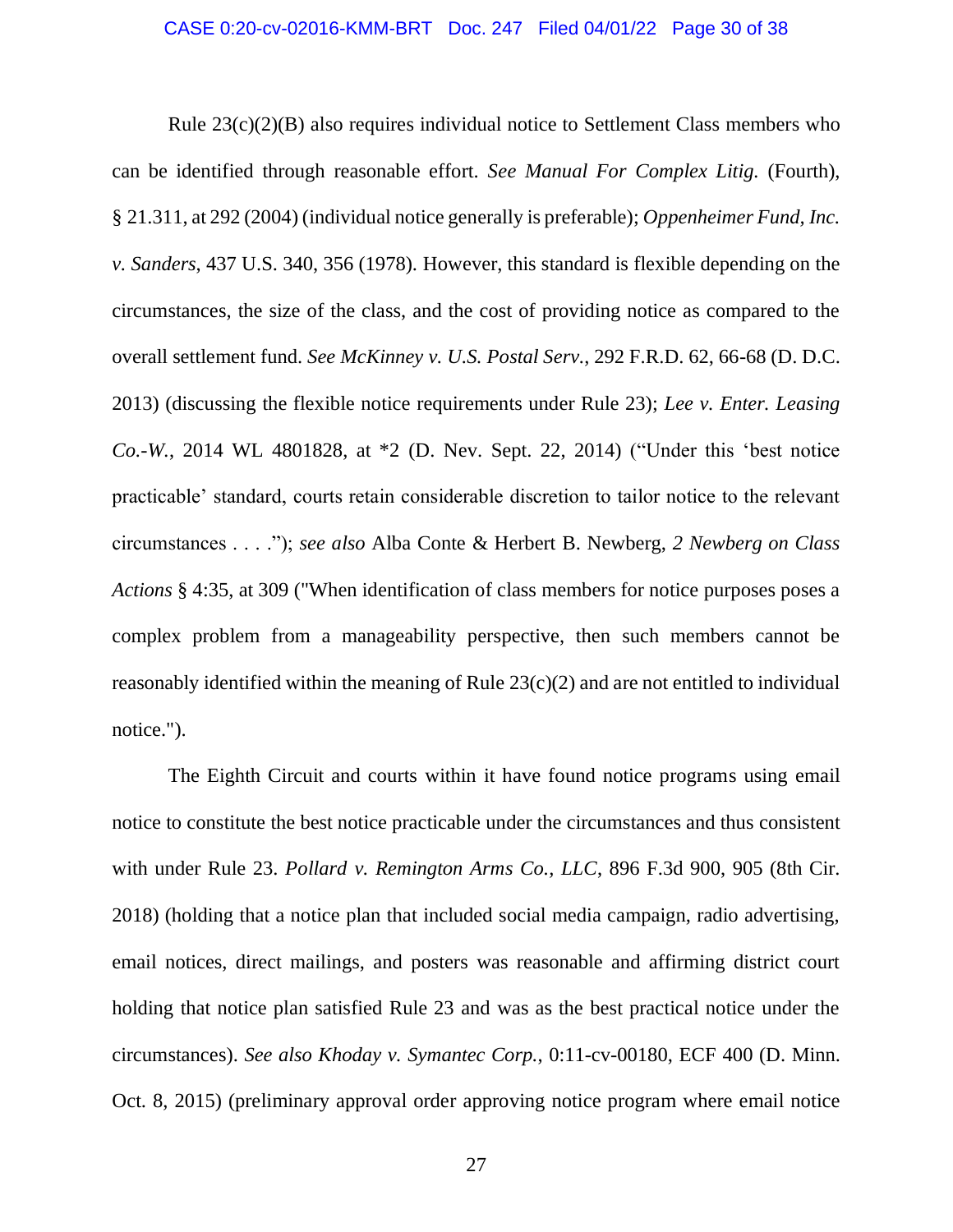Rule 23(c)(2)(B) also requires individual notice to Settlement Class members who can be identified through reasonable effort. *See Manual For Complex Litig.* (Fourth), § 21.311, at 292 (2004) (individual notice generally is preferable); *Oppenheimer Fund, Inc. v. Sanders*, 437 U.S. 340, 356 (1978). However, this standard is flexible depending on the circumstances, the size of the class, and the cost of providing notice as compared to the overall settlement fund. *See McKinney v. U.S. Postal Serv.*, 292 F.R.D. 62, 66-68 (D. D.C. 2013) (discussing the flexible notice requirements under Rule 23); *Lee v. Enter. Leasing Co.-W.*, 2014 WL 4801828, at *2 (D. Nev. Sept. 22, 2014) ("Under this 'best notice practicable' standard, courts retain considerable discretion to tailor notice to the relevant circumstances . . . ."); *see also* Alba Conte & Herbert B. Newberg, *2 Newberg on Class Actions* § 4:35, at 309 ("When identification of class members for notice purposes poses a complex problem from a manageability perspective, then such members cannot be reasonably identified within the meaning of Rule 23(c)(2) and are not entitled to individual notice.").

The Eighth Circuit and courts within it have found notice programs using email notice to constitute the best notice practicable under the circumstances and thus consistent with under Rule 23. *Pollard v. Remington Arms Co., LLC*, 896 F.3d 900, 905 (8th Cir. 2018) (holding that a notice plan that included social media campaign, radio advertising, email notices, direct mailings, and posters was reasonable and affirming district court holding that notice plan satisfied Rule 23 and was as the best practical notice under the circumstances). *See also Khoday v. Symantec Corp.*, 0:11-cv-00180, ECF 400 (D. Minn. Oct. 8, 2015) (preliminary approval order approving notice program where email notice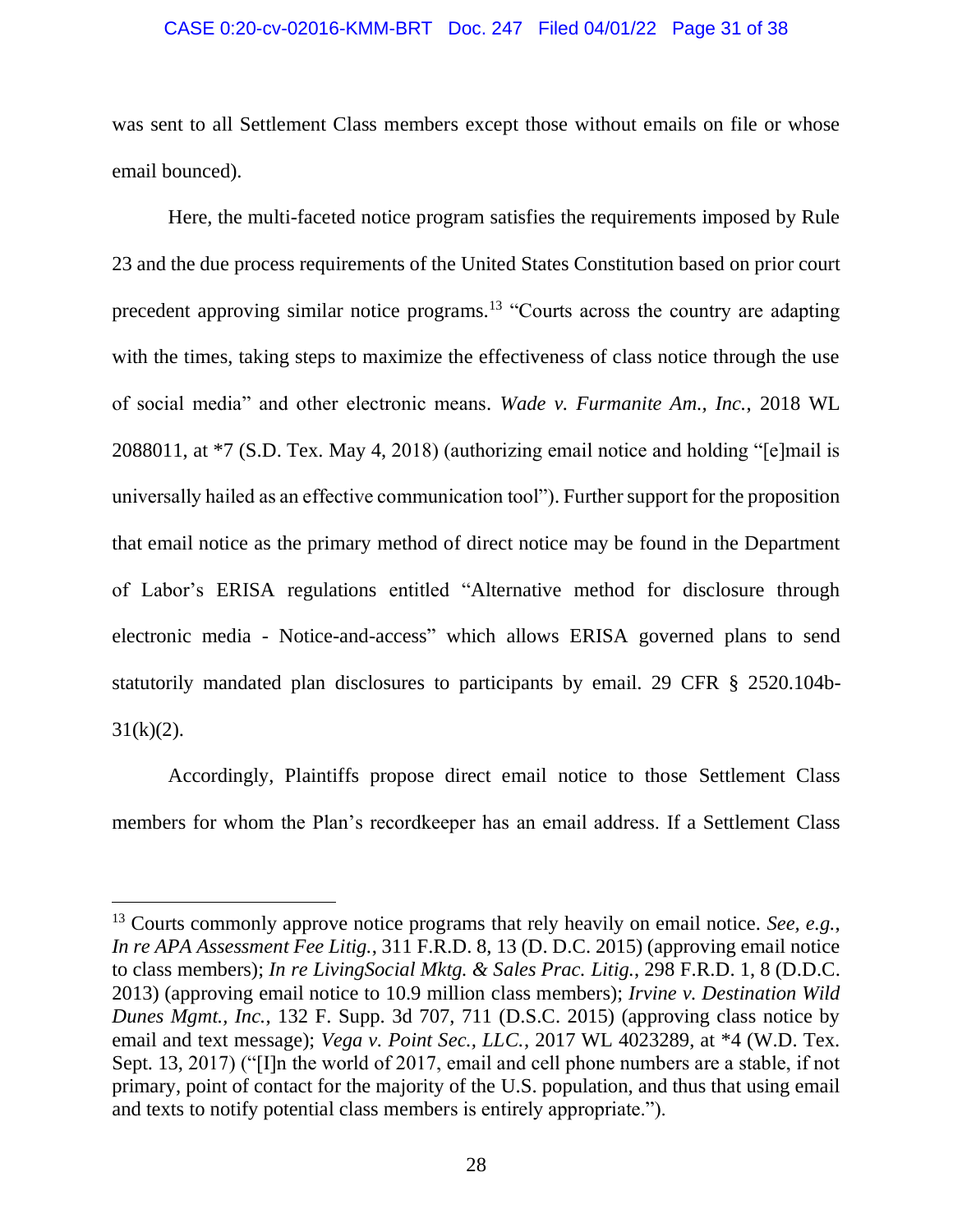was sent to all Settlement Class members except those without emails on file or whose email bounced).

Here, the multi-faceted notice program satisfies the requirements imposed by Rule 23 and the due process requirements of the United States Constitution based on prior court precedent approving similar notice programs.[13] "Courts across the country are adapting with the times, taking steps to maximize the effectiveness of class notice through the use of social media" and other electronic means. *Wade v. Furmanite Am., Inc.*, 2018 WL 2088011, at *7 (S.D. Tex. May 4, 2018) (authorizing email notice and holding "[e]mail is universally hailed as an effective communication tool"). Further support for the proposition that email notice as the primary method of direct notice may be found in the Department of Labor's ERISA regulations entitled "Alternative method for disclosure through electronic media - Notice-and-access" which allows ERISA governed plans to send statutorily mandated plan disclosures to participants by email. 29 CFR § 2520.104b-31(k)(2).

Accordingly, Plaintiffs propose direct email notice to those Settlement Class members for whom the Plan's recordkeeper has an email address. If a Settlement Class

---

[13] Courts commonly approve notice programs that rely heavily on email notice. *See, e.g.*, *In re APA Assessment Fee Litig.*, 311 F.R.D. 8, 13 (D. D.C. 2015) (approving email notice to class members); *In re LivingSocial Mktg. & Sales Prac. Litig.*, 298 F.R.D. 1, 8 (D.D.C. 2013) (approving email notice to 10.9 million class members); *Irvine v. Destination Wild Dunes Mgmt., Inc.*, 132 F. Supp. 3d 707, 711 (D.S.C. 2015) (approving class notice by email and text message); *Vega v. Point Sec., LLC.*, 2017 WL 4023289, at *4 (W.D. Tex. Sept. 13, 2017) ("[I]n the world of 2017, email and cell phone numbers are a stable, if not primary, point of contact for the majority of the U.S. population, and thus that using email and texts to notify potential class members is entirely appropriate.").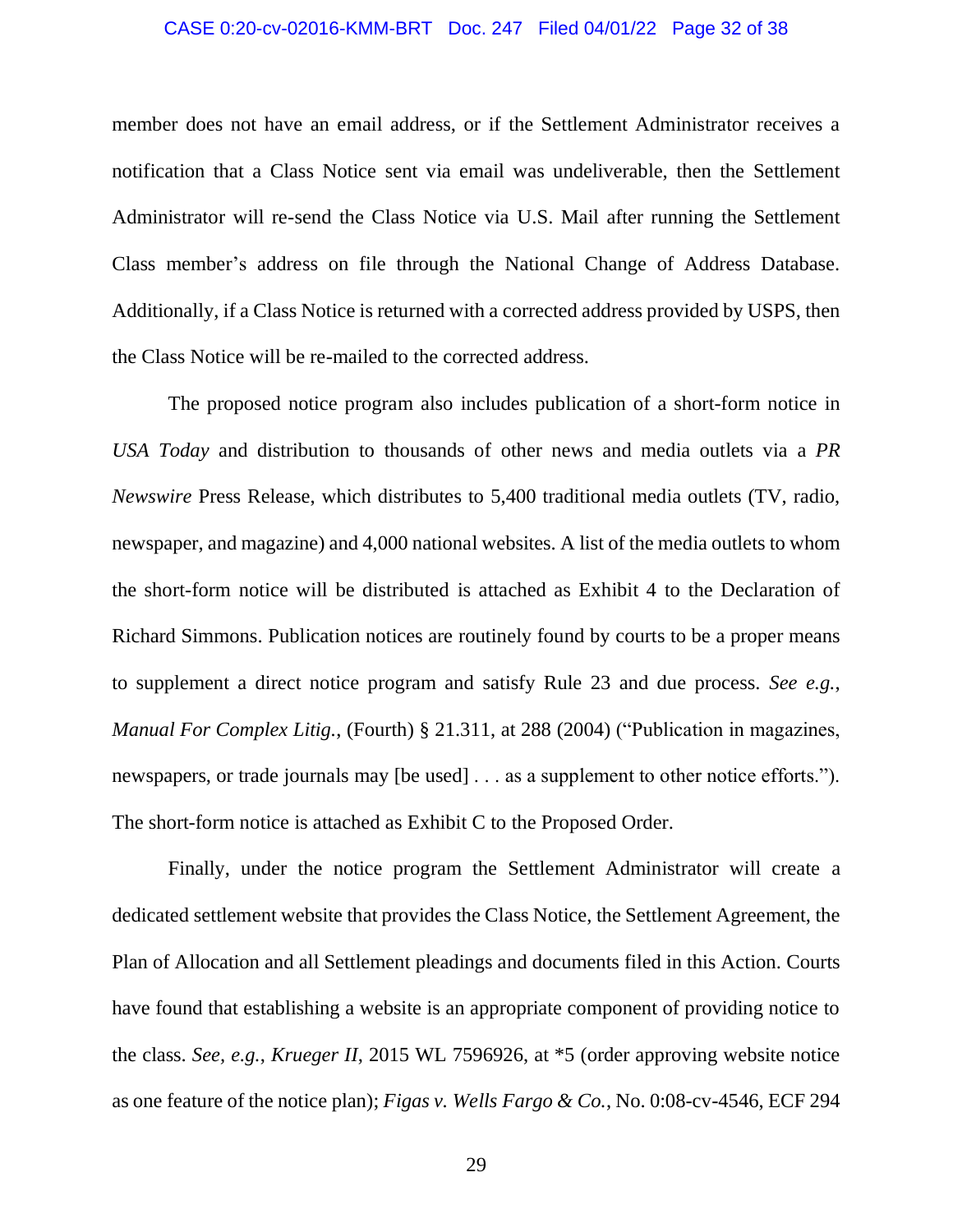member does not have an email address, or if the Settlement Administrator receives a notification that a Class Notice sent via email was undeliverable, then the Settlement Administrator will re-send the Class Notice via U.S. Mail after running the Settlement Class member's address on file through the National Change of Address Database. Additionally, if a Class Notice is returned with a corrected address provided by USPS, then the Class Notice will be re-mailed to the corrected address.

The proposed notice program also includes publication of a short-form notice in *USA Today* and distribution to thousands of other news and media outlets via a *PR Newswire* Press Release, which distributes to 5,400 traditional media outlets (TV, radio, newspaper, and magazine) and 4,000 national websites. A list of the media outlets to whom the short-form notice will be distributed is attached as Exhibit 4 to the Declaration of Richard Simmons. Publication notices are routinely found by courts to be a proper means to supplement a direct notice program and satisfy Rule 23 and due process. *See e.g.*, *Manual For Complex Litig.*, (Fourth) § 21.311, at 288 (2004) ("Publication in magazines, newspapers, or trade journals may [be used] . . . as a supplement to other notice efforts."). The short-form notice is attached as Exhibit C to the Proposed Order.

Finally, under the notice program the Settlement Administrator will create a dedicated settlement website that provides the Class Notice, the Settlement Agreement, the Plan of Allocation and all Settlement pleadings and documents filed in this Action. Courts have found that establishing a website is an appropriate component of providing notice to the class. *See, e.g.*, *Krueger II*, 2015 WL 7596926, at *5 (order approving website notice as one feature of the notice plan); *Figas v. Wells Fargo & Co.*, No. 0:08-cv-4546, ECF 294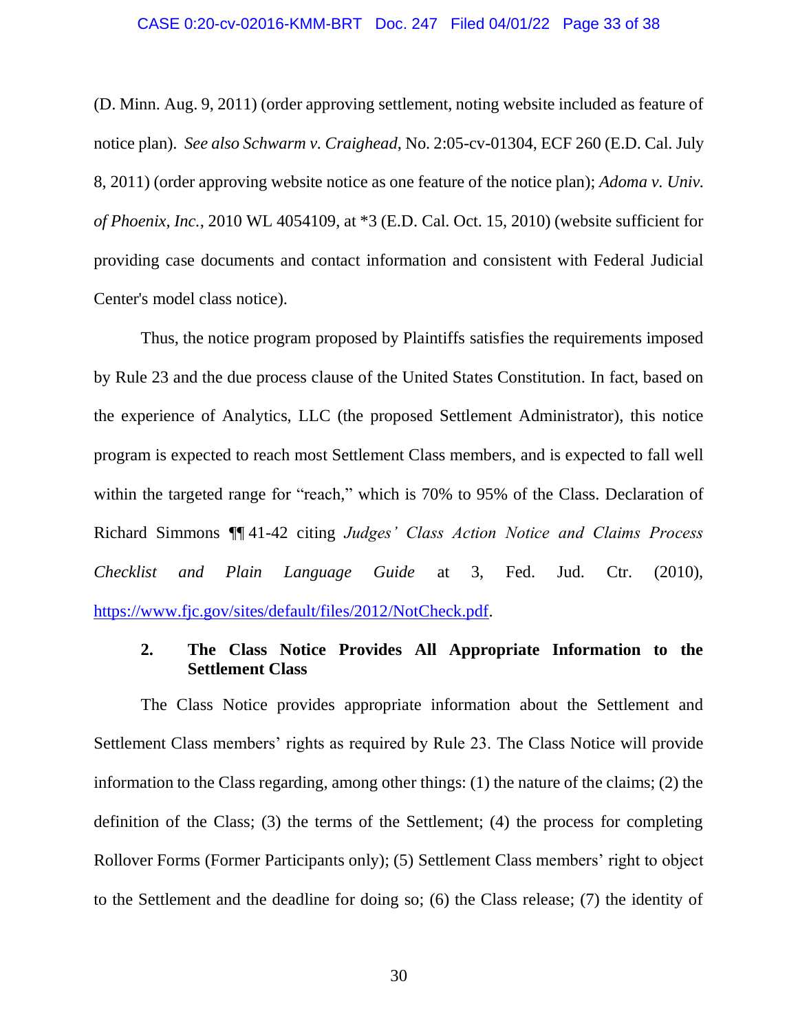(D. Minn. Aug. 9, 2011) (order approving settlement, noting website included as feature of notice plan). *See also Schwarm v. Craighead*, No. 2:05-cv-01304, ECF 260 (E.D. Cal. July 8, 2011) (order approving website notice as one feature of the notice plan); *Adoma v. Univ. of Phoenix, Inc.*, 2010 WL 4054109, at *3 (E.D. Cal. Oct. 15, 2010) (website sufficient for providing case documents and contact information and consistent with Federal Judicial Center's model class notice).

Thus, the notice program proposed by Plaintiffs satisfies the requirements imposed by Rule 23 and the due process clause of the United States Constitution. In fact, based on the experience of Analytics, LLC (the proposed Settlement Administrator), this notice program is expected to reach most Settlement Class members, and is expected to fall well within the targeted range for "reach," which is 70% to 95% of the Class. Declaration of Richard Simmons ¶¶ 41-42 citing *Judges' Class Action Notice and Claims Process Checklist and Plain Language Guide* at 3, Fed. Jud. Ctr. (2010), https://www.fjc.gov/sites/default/files/2012/NotCheck.pdf.

**2. The Class Notice Provides All Appropriate Information to the Settlement Class**

The Class Notice provides appropriate information about the Settlement and Settlement Class members' rights as required by Rule 23. The Class Notice will provide information to the Class regarding, among other things: (1) the nature of the claims; (2) the definition of the Class; (3) the terms of the Settlement; (4) the process for completing Rollover Forms (Former Participants only); (5) Settlement Class members' right to object to the Settlement and the deadline for doing so; (6) the Class release; (7) the identity of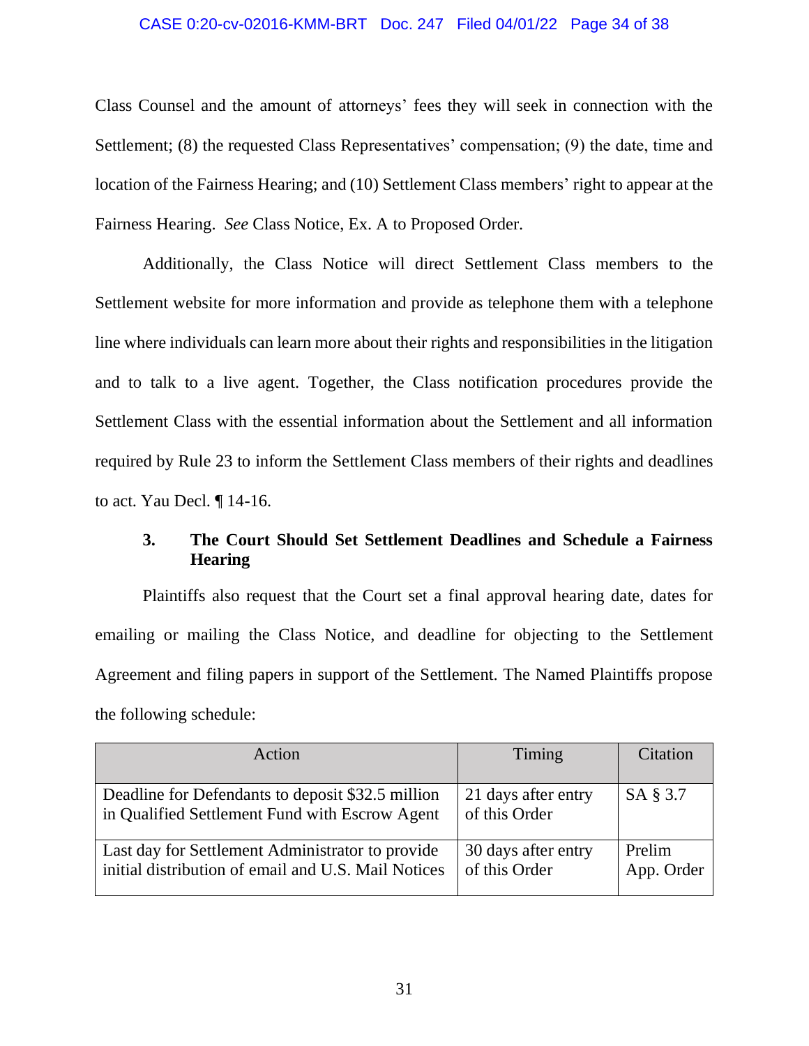Class Counsel and the amount of attorneys' fees they will seek in connection with the Settlement; (8) the requested Class Representatives' compensation; (9) the date, time and location of the Fairness Hearing; and (10) Settlement Class members' right to appear at the Fairness Hearing. *See* Class Notice, Ex. A to Proposed Order.

Additionally, the Class Notice will direct Settlement Class members to the Settlement website for more information and provide as telephone them with a telephone line where individuals can learn more about their rights and responsibilities in the litigation and to talk to a live agent. Together, the Class notification procedures provide the Settlement Class with the essential information about the Settlement and all information required by Rule 23 to inform the Settlement Class members of their rights and deadlines to act. Yau Decl. ¶ 14-16.

### 3. The Court Should Set Settlement Deadlines and Schedule a Fairness Hearing

Plaintiffs also request that the Court set a final approval hearing date, dates for emailing or mailing the Class Notice, and deadline for objecting to the Settlement Agreement and filing papers in support of the Settlement. The Named Plaintiffs propose the following schedule:

| Action | Timing | Citation |
|---|---|---|
| Deadline for Defendants to deposit $32.5 million in Qualified Settlement Fund with Escrow Agent | 21 days after entry of this Order | SA § 3.7 |
| Last day for Settlement Administrator to provide initial distribution of email and U.S. Mail Notices | 30 days after entry of this Order | Prelim App. Order |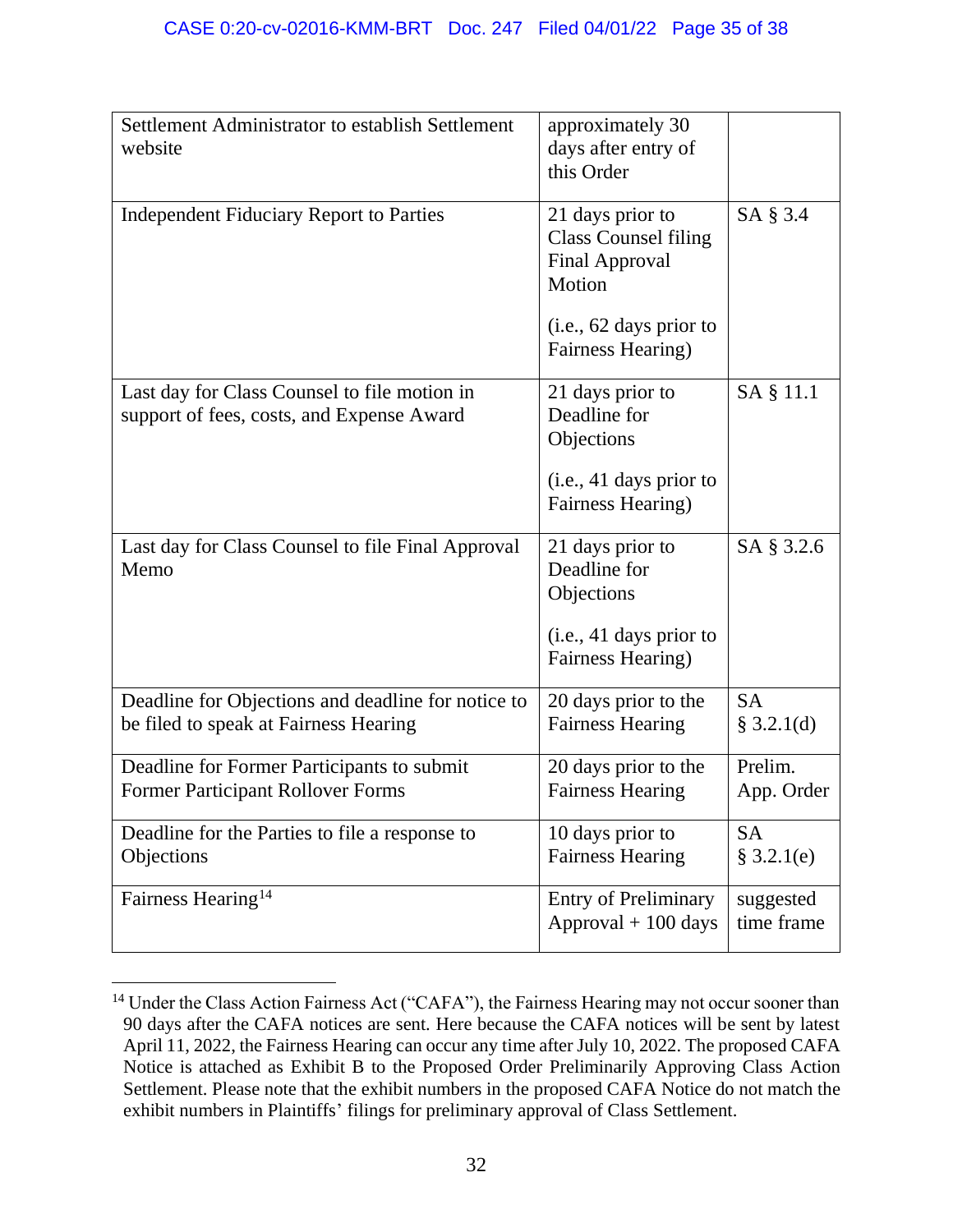| | | |
|---|---|---|
| Settlement Administrator to establish Settlement website | approximately 30 days after entry of this Order | |
| Independent Fiduciary Report to Parties | 21 days prior to Class Counsel filing Final Approval Motion<br><br>(i.e., 62 days prior to Fairness Hearing) | SA § 3.4 |
| Last day for Class Counsel to file motion in support of fees, costs, and Expense Award | 21 days prior to Deadline for Objections<br><br>(i.e., 41 days prior to Fairness Hearing) | SA § 11.1 |
| Last day for Class Counsel to file Final Approval Memo | 21 days prior to Deadline for Objections<br><br>(i.e., 41 days prior to Fairness Hearing) | SA § 3.2.6 |
| Deadline for Objections and deadline for notice to be filed to speak at Fairness Hearing | 20 days prior to the Fairness Hearing | SA § 3.2.1(d) |
| Deadline for Former Participants to submit Former Participant Rollover Forms | 20 days prior to the Fairness Hearing | Prelim. App. Order |
| Deadline for the Parties to file a response to Objections | 10 days prior to Fairness Hearing | SA § 3.2.1(e) |
| Fairness Hearing[14] | Entry of Preliminary Approval + 100 days | suggested time frame |

[14] Under the Class Action Fairness Act ("CAFA"), the Fairness Hearing may not occur sooner than 90 days after the CAFA notices are sent. Here because the CAFA notices will be sent by latest April 11, 2022, the Fairness Hearing can occur any time after July 10, 2022. The proposed CAFA Notice is attached as Exhibit B to the Proposed Order Preliminarily Approving Class Action Settlement. Please note that the exhibit numbers in the proposed CAFA Notice do not match the exhibit numbers in Plaintiffs' filings for preliminary approval of Class Settlement.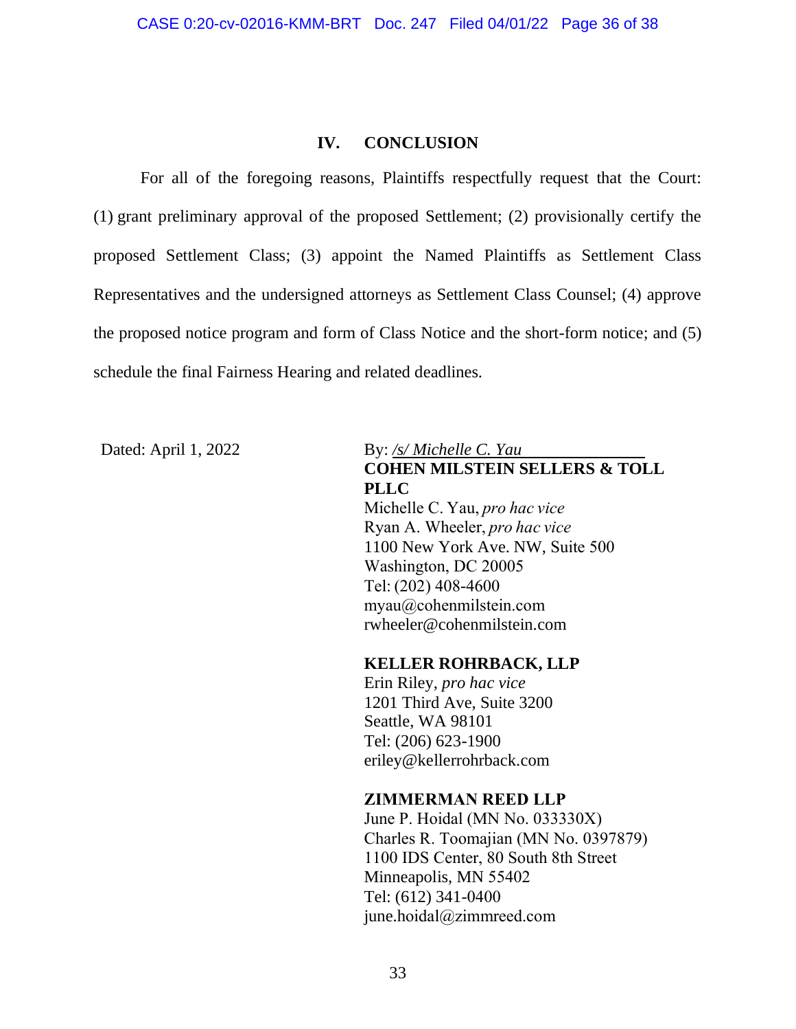## IV. CONCLUSION

For all of the foregoing reasons, Plaintiffs respectfully request that the Court: (1) grant preliminary approval of the proposed Settlement; (2) provisionally certify the proposed Settlement Class; (3) appoint the Named Plaintiffs as Settlement Class Representatives and the undersigned attorneys as Settlement Class Counsel; (4) approve the proposed notice program and form of Class Notice and the short-form notice; and (5) schedule the final Fairness Hearing and related deadlines.

Dated: April 1, 2022

By: */s/ Michelle C. Yau*
**COHEN MILSTEIN SELLERS & TOLL PLLC**
Michelle C. Yau, *pro hac vice*
Ryan A. Wheeler, *pro hac vice*
1100 New York Ave. NW, Suite 500
Washington, DC 20005
Tel: (202) 408-4600
myau@cohenmilstein.com
rwheeler@cohenmilstein.com

**KELLER ROHRBACK, LLP**
Erin Riley, *pro hac vice*
1201 Third Ave, Suite 3200
Seattle, WA 98101
Tel: (206) 623-1900
eriley@kellerrohrback.com

**ZIMMERMAN REED LLP**
June P. Hoidal (MN No. 033330X)
Charles R. Toomajian (MN No. 0397879)
1100 IDS Center, 80 South 8th Street
Minneapolis, MN 55402
Tel: (612) 341-0400
june.hoidal@zimmreed.com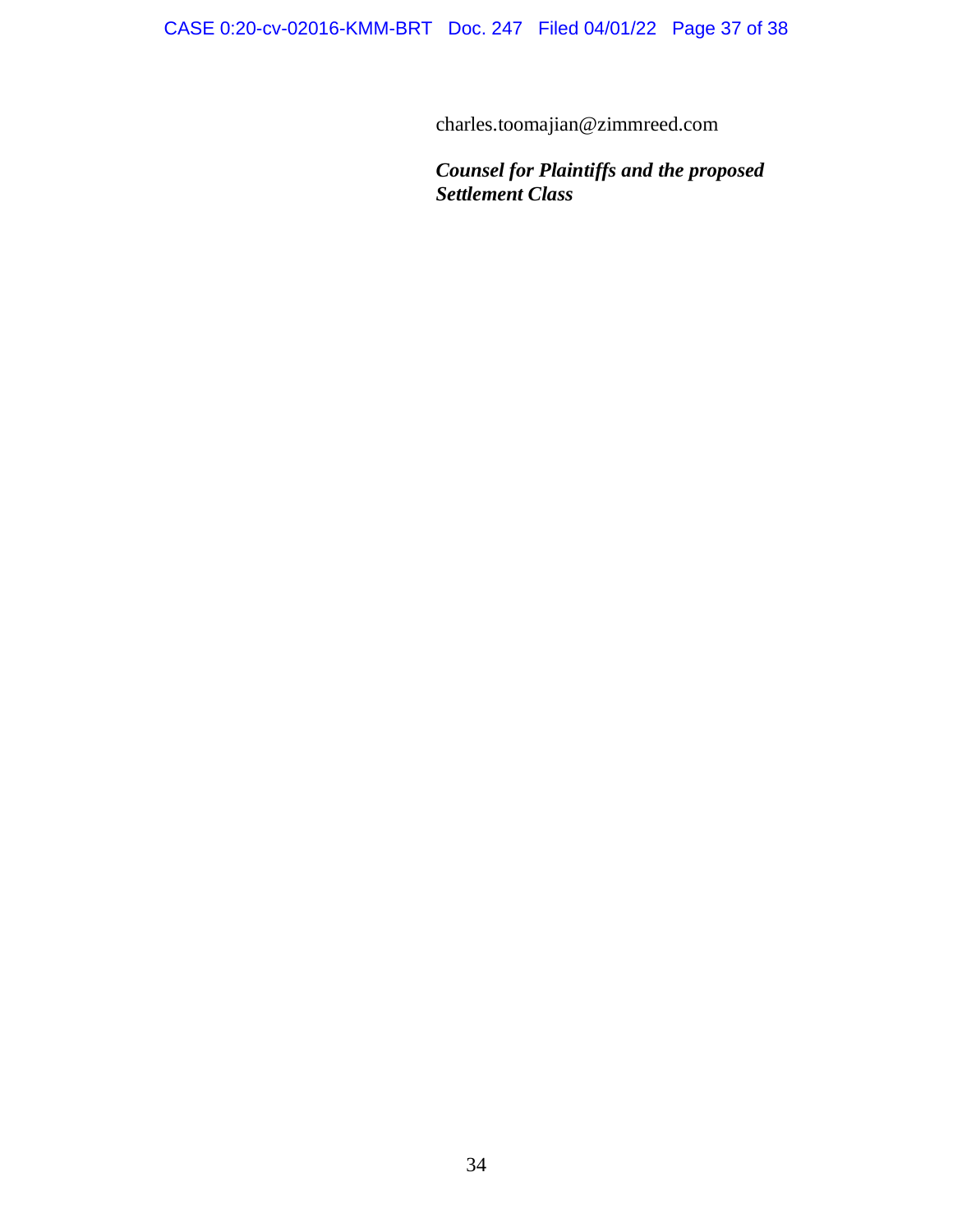charles.toomajian@zimmreed.com

***Counsel for Plaintiffs and the proposed Settlement Class***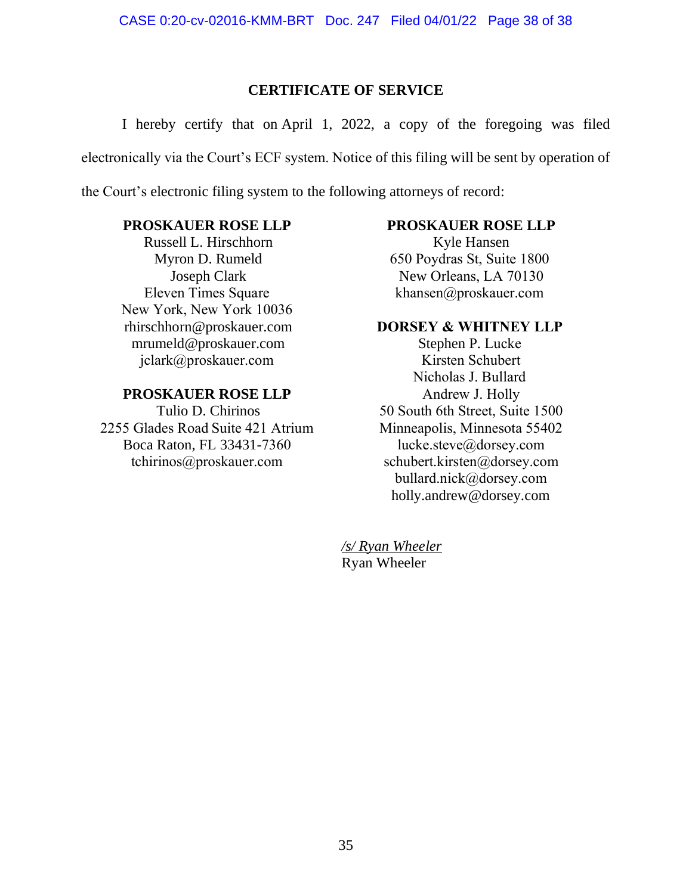## CERTIFICATE OF SERVICE

I hereby certify that on April 1, 2022, a copy of the foregoing was filed electronically via the Court's ECF system. Notice of this filing will be sent by operation of the Court's electronic filing system to the following attorneys of record:

**PROSKAUER ROSE LLP**
Russell L. Hirschhorn
Myron D. Rumeld
Joseph Clark
Eleven Times Square
New York, New York 10036
rhirschhorn@proskauer.com
mrumeld@proskauer.com
jclark@proskauer.com

**PROSKAUER ROSE LLP**
Tulio D. Chirinos
2255 Glades Road Suite 421 Atrium
Boca Raton, FL 33431-7360
tchirinos@proskauer.com

**PROSKAUER ROSE LLP**
Kyle Hansen
650 Poydras St, Suite 1800
New Orleans, LA 70130
khansen@proskauer.com

**DORSEY & WHITNEY LLP**
Stephen P. Lucke
Kirsten Schubert
Nicholas J. Bullard
Andrew J. Holly
50 South 6th Street, Suite 1500
Minneapolis, Minnesota 55402
lucke.steve@dorsey.com
schubert.kirsten@dorsey.com
bullard.nick@dorsey.com
holly.andrew@dorsey.com

*/s/ Ryan Wheeler*
Ryan Wheeler